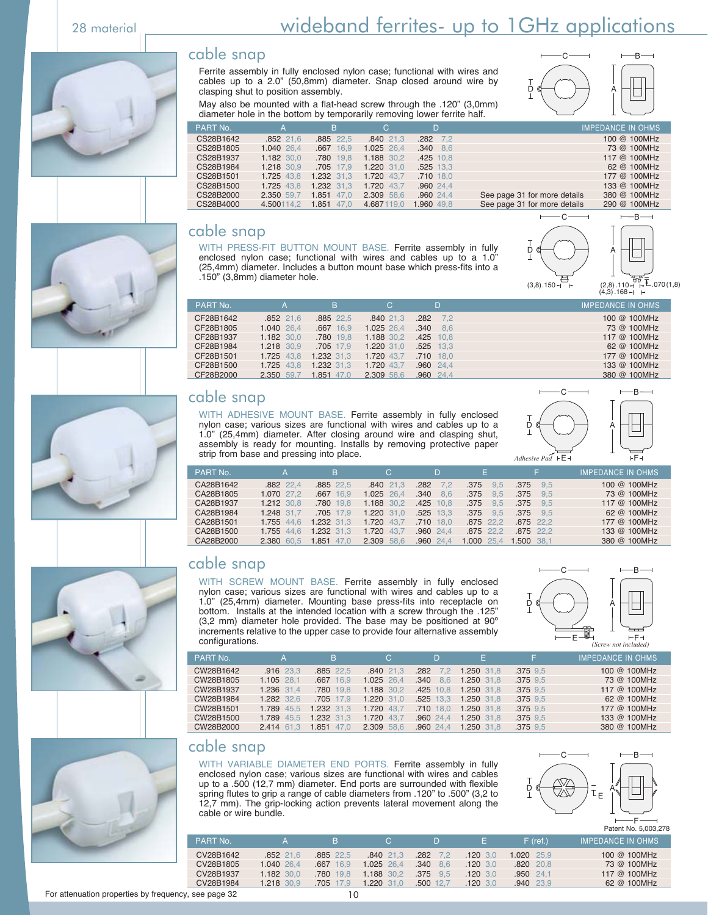# wideband ferrites- up to 1GHz applications

28 material

## cable snap

Ferrite assembly in fully enclosed nylon case; functional with wires and cables up to a 2.0" (50,8mm) diameter. Snap closed around wire by clasping shut to position assembly.

May also be mounted with a flat-head screw through the .120" (3,0mm) diameter hole in the bottom by temporarily removing lower ferrite half.

| PART No. | A | B | C | D | | IMPEDANCE IN OHMS |
|---|---|---|---|---|---|---|
| CS28B1642 | .852 21,6 | .885 22,5 | .840 21,3 | .282 7,2 | | 100 @ 100MHz |
| CS28B1805 | 1.040 26,4 | .667 16,9 | 1.025 26,4 | .340 8,6 | | 73 @ 100MHz |
| CS28B1937 | 1.182 30,0 | .780 19,8 | 1.188 30,2 | .425 10,8 | | 117 @ 100MHz |
| CS28B1984 | 1.218 30,9 | .705 17,9 | 1.220 31,0 | .525 13,3 | | 62 @ 100MHz |
| CS28B1501 | 1.725 43,8 | 1.232 31,3 | 1.720 43,7 | .710 18,0 | | 177 @ 100MHz |
| CS28B1500 | 1.725 43,8 | 1.232 31,3 | 1.720 43,7 | .960 24,4 | | 133 @ 100MHz |
| CS28B2000 | 2.350 59,7 | 1.851 47,0 | 2.309 58,6 | .960 24,4 | See page 31 for more details | 380 @ 100MHz |
| CS28B4000 | 4.500 114,2 | 1.851 47,0 | 4.687 119,0 | 1.960 49,8 | See page 31 for more details | 290 @ 100MHz |

## cable snap

WITH PRESS-FIT BUTTON MOUNT BASE. Ferrite assembly in fully enclosed nylon case; functional with wires and cables up to a 1.0" (25,4mm) diameter. Includes a button mount base which press-fits into a .150" (3,8mm) diameter hole.

(3,8) .150 (2,8) .110 (4,3) .168 .070 (1,8)

| PART No. | A | B | C | D | IMPEDANCE IN OHMS |
|---|---|---|---|---|---|
| CF28B1642 | .852 21,6 | .885 22,5 | .840 21,3 | .282 7,2 | 100 @ 100MHz |
| CF28B1805 | 1.040 26,4 | .667 16,9 | 1.025 26,4 | .340 8,6 | 73 @ 100MHz |
| CF28B1937 | 1.182 30,0 | .780 19,8 | 1.188 30,2 | .425 10,8 | 117 @ 100MHz |
| CF28B1984 | 1.218 30,9 | .705 17,9 | 1.220 31,0 | .525 13,3 | 62 @ 100MHz |
| CF28B1501 | 1.725 43,8 | 1.232 31,3 | 1.720 43,7 | .710 18,0 | 177 @ 100MHz |
| CF28B1500 | 1.725 43,8 | 1.232 31,3 | 1.720 43,7 | .960 24,4 | 133 @ 100MHz |
| CF28B2000 | 2.350 59,7 | 1.851 47,0 | 2.309 58,6 | .960 24,4 | 380 @ 100MHz |

## cable snap

WITH ADHESIVE MOUNT BASE. Ferrite assembly in fully enclosed nylon case; various sizes are functional with wires and cables up to a 1.0" (25,4mm) diameter. After closing around wire and clasping shut, assembly is ready for mounting. Installs by removing protective paper strip from base and pressing into place.

*Adhesive Pad*

| PART No. | A | B | C | D | E | F | IMPEDANCE IN OHMS |
|---|---|---|---|---|---|---|---|
| CA28B1642 | .882 22,4 | .885 22,5 | .840 21,3 | .282 7,2 | .375 9,5 | .375 9,5 | 100 @ 100MHz |
| CA28B1805 | 1.070 27,2 | .667 16,9 | 1.025 26,4 | .340 8,6 | .375 9,5 | .375 9,5 | 73 @ 100MHz |
| CA28B1937 | 1.212 30,8 | .780 19,8 | 1.188 30,2 | .425 10,8 | .375 9,5 | .375 9,5 | 117 @ 100MHz |
| CA28B1984 | 1.248 31,7 | .705 17,9 | 1.220 31,0 | .525 13,3 | .375 9,5 | .375 9,5 | 62 @ 100MHz |
| CA28B1501 | 1.755 44,6 | 1.232 31,3 | 1.720 43,7 | .710 18,0 | .875 22,2 | .875 22,2 | 177 @ 100MHz |
| CA28B1500 | 1.755 44,6 | 1.232 31,3 | 1.720 43,7 | .960 24,4 | .875 22,2 | .875 22,2 | 133 @ 100MHz |
| CA28B2000 | 2.380 60,5 | 1.851 47,0 | 2.309 58,6 | .960 24,4 | 1.000 25,4 | 1.500 38,1 | 380 @ 100MHz |

## cable snap

WITH SCREW MOUNT BASE. Ferrite assembly in fully enclosed nylon case; various sizes are functional with wires and cables up to a 1.0" (25,4mm) diameter. Mounting base press-fits into receptacle on bottom. Installs at the intended location with a screw through the .125" (3,2 mm) diameter hole provided. The base may be positioned at 90º increments relative to the upper case to provide four alternative assembly configurations.

*(Screw not included)*

| PART No. | A | B | C | D | E | F | IMPEDANCE IN OHMS |
|---|---|---|---|---|---|---|---|
| CW28B1642 | .916 23,3 | .885 22,5 | .840 21,3 | .282 7,2 | 1.250 31,8 | .375 9,5 | 100 @ 100MHz |
| CW28B1805 | 1.105 28,1 | .667 16,9 | 1.025 26,4 | .340 8,6 | 1.250 31,8 | .375 9,5 | 73 @ 100MHz |
| CW28B1937 | 1.236 31,4 | .780 19,8 | 1.188 30,2 | .425 10,8 | 1.250 31,8 | .375 9,5 | 117 @ 100MHz |
| CW28B1984 | 1.282 32,6 | .705 17,9 | 1.220 31,0 | .525 13,3 | 1.250 31,8 | .375 9,5 | 62 @ 100MHz |
| CW28B1501 | 1.789 45,5 | 1.232 31,3 | 1.720 43,7 | .710 18,0 | 1.250 31,8 | .375 9,5 | 177 @ 100MHz |
| CW28B1500 | 1.789 45,5 | 1.232 31,3 | 1.720 43,7 | .960 24,4 | 1.250 31,8 | .375 9,5 | 133 @ 100MHz |
| CW28B2000 | 2.414 61,3 | 1.851 47,0 | 2.309 58,6 | .960 24,4 | 1.250 31,8 | .375 9,5 | 380 @ 100MHz |

## cable snap

WITH VARIABLE DIAMETER END PORTS. Ferrite assembly in fully enclosed nylon case; various sizes are functional with wires and cables up to a .500 (12,7 mm) diameter. End ports are surrounded with flexible spring flutes to grip a range of cable diameters from .120" to .500" (3,2 to 12,7 mm). The grip-locking action prevents lateral movement along the cable or wire bundle.

Patent No. 5,003,278

| PART No. | A | B | C | D | E | F (ref.) | IMPEDANCE IN OHMS |
|---|---|---|---|---|---|---|---|
| CV28B1642 | .852 21,6 | .885 22,5 | .840 21,3 | .282 7,2 | .120 3,0 | 1.020 25,9 | 100 @ 100MHz |
| CV28B1805 | 1.040 26,4 | .667 16,9 | 1.025 26,4 | .340 8,6 | .120 3,0 | .820 20,8 | 73 @ 100MHz |
| CV28B1937 | 1.182 30,0 | .780 19,8 | 1.188 30,2 | .375 9,5 | .120 3,0 | .950 24,1 | 117 @ 100MHz |
| CV28B1984 | 1.218 30,9 | .705 17,9 | 1.220 31,0 | .500 12,7 | .120 3,0 | .940 23,9 | 62 @ 100MHz |

For attenuation properties by frequency, see page 32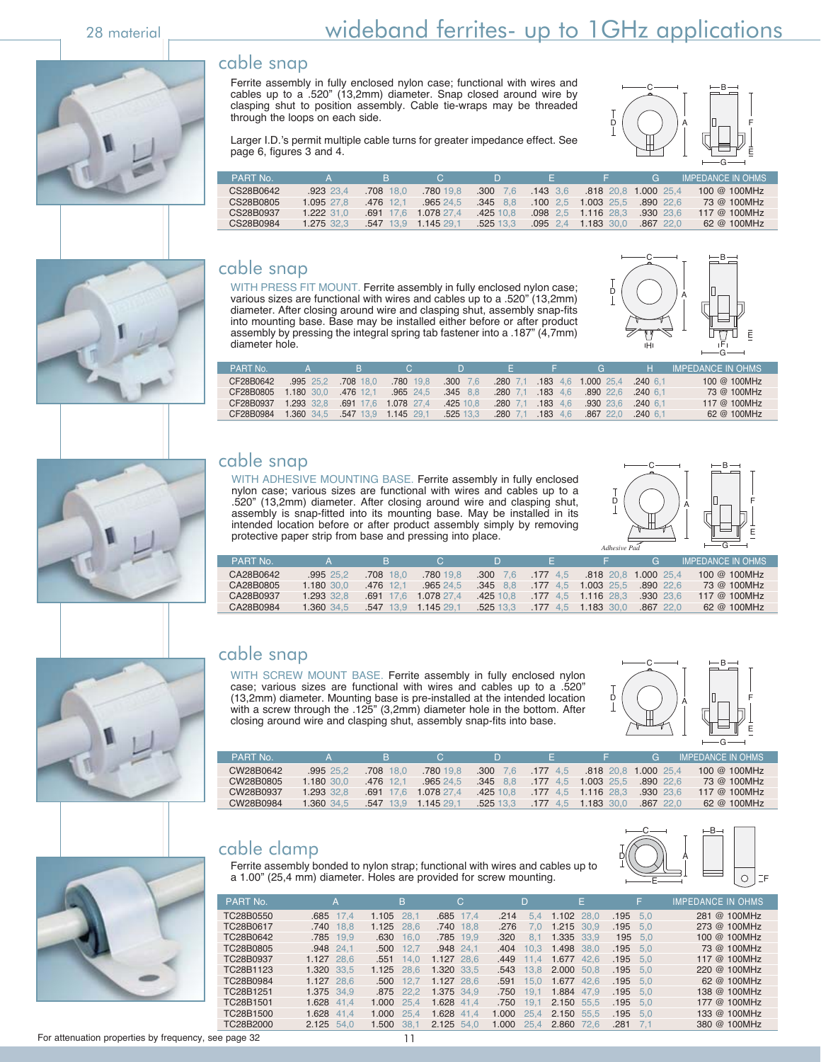28 material

# wideband ferrites- up to 1GHz applications

## cable snap

Ferrite assembly in fully enclosed nylon case; functional with wires and cables up to a .520" (13,2mm) diameter. Snap closed around wire by clasping shut to position assembly. Cable tie-wraps may be threaded through the loops on each side.

Larger I.D.'s permit multiple cable turns for greater impedance effect. See page 6, figures 3 and 4.

| PART No. | A | B | C | D | E | F | G | IMPEDANCE IN OHMS |
|---|---|---|---|---|---|---|---|---|
| CS28B0642 | .923 23,4 | .708 18,0 | .780 19,8 | .300 7,6 | .143 3,6 | .818 20,8 | 1.000 25,4 | 100 @ 100MHz |
| CS28B0805 | 1.095 27,8 | .476 12,1 | .965 24,5 | .345 8,8 | .100 2,5 | 1.003 25,5 | .890 22,6 | 73 @ 100MHz |
| CS28B0937 | 1.222 31,0 | .691 17,6 | 1.078 27,4 | .425 10,8 | .098 2,5 | 1.116 28,3 | .930 23,6 | 117 @ 100MHz |
| CS28B0984 | 1.275 32,3 | .547 13,9 | 1.145 29,1 | .525 13,3 | .095 2,4 | 1.183 30,0 | .867 22,0 | 62 @ 100MHz |

## cable snap

WITH PRESS FIT MOUNT. Ferrite assembly in fully enclosed nylon case; various sizes are functional with wires and cables up to a .520" (13,2mm) diameter. After closing around wire and clasping shut, assembly snap-fits into mounting base. Base may be installed either before or after product assembly by pressing the integral spring tab fastener into a .187" (4,7mm) diameter hole.

| PART No. | A | B | C | D | E | F | G | H | IMPEDANCE IN OHMS |
|---|---|---|---|---|---|---|---|---|---|
| CF28B0642 | .995 25,2 | .708 18,0 | .780 19,8 | .300 7,6 | .280 7,1 | .183 4,6 | 1.000 25,4 | .240 6,1 | 100 @ 100MHz |
| CF28B0805 | 1.180 30,0 | .476 12,1 | .965 24,5 | .345 8,8 | .280 7,1 | .183 4,6 | .890 22,6 | .240 6,1 | 73 @ 100MHz |
| CF28B0937 | 1.293 32,8 | .691 17,6 | 1.078 27,4 | .425 10,8 | .280 7,1 | .183 4,6 | .930 23,6 | .240 6,1 | 117 @ 100MHz |
| CF28B0984 | 1.360 34,5 | .547 13,9 | 1.145 29,1 | .525 13,3 | .280 7,1 | .183 4,6 | .867 22,0 | .240 6,1 | 62 @ 100MHz |

## cable snap

WITH ADHESIVE MOUNTING BASE. Ferrite assembly in fully enclosed nylon case; various sizes are functional with wires and cables up to a .520" (13,2mm) diameter. After closing around wire and clasping shut, assembly is snap-fitted into its mounting base. May be installed in its intended location before or after product assembly simply by removing protective paper strip from base and pressing into place.

*Adhesive Pad*

| PART No. | A | B | C | D | E | F | G | IMPEDANCE IN OHMS |
|---|---|---|---|---|---|---|---|---|
| CA28B0642 | .995 25,2 | .708 18,0 | .780 19,8 | .300 7,6 | .177 4,5 | .818 20,8 | 1.000 25,4 | 100 @ 100MHz |
| CA28B0805 | 1.180 30,0 | .476 12,1 | .965 24,5 | .345 8,8 | .177 4,5 | 1.003 25,5 | .890 22,6 | 73 @ 100MHz |
| CA28B0937 | 1.293 32,8 | .691 17,6 | 1.078 27,4 | .425 10,8 | .177 4,5 | 1.116 28,3 | .930 23,6 | 117 @ 100MHz |
| CA28B0984 | 1.360 34,5 | .547 13,9 | 1.145 29,1 | .525 13,3 | .177 4,5 | 1.183 30,0 | .867 22,0 | 62 @ 100MHz |

## cable snap

WITH SCREW MOUNT BASE. Ferrite assembly in fully enclosed nylon case; various sizes are functional with wires and cables up to a .520" (13,2mm) diameter. Mounting base is pre-installed at the intended location with a screw through the .125" (3,2mm) diameter hole in the bottom. After closing around wire and clasping shut, assembly snap-fits into base.

| PART No. | A | B | C | D | E | F | G | IMPEDANCE IN OHMS |
|---|---|---|---|---|---|---|---|---|
| CW28B0642 | .995 25,2 | .708 18,0 | .780 19,8 | .300 7,6 | .177 4,5 | .818 20,8 | 1.000 25,4 | 100 @ 100MHz |
| CW28B0805 | 1.180 30,0 | .476 12,1 | .965 24,5 | .345 8,8 | .177 4,5 | 1.003 25,5 | .890 22,6 | 73 @ 100MHz |
| CW28B0937 | 1.293 32,8 | .691 17,6 | 1.078 27,4 | .425 10,8 | .177 4,5 | 1.116 28,3 | .930 23,6 | 117 @ 100MHz |
| CW28B0984 | 1.360 34,5 | .547 13,9 | 1.145 29,1 | .525 13,3 | .177 4,5 | 1.183 30,0 | .867 22,0 | 62 @ 100MHz |

## cable clamp

Ferrite assembly bonded to nylon strap; functional with wires and cables up to a 1.00" (25,4 mm) diameter. Holes are provided for screw mounting.

| PART No. | A | B | C | D | E | F | IMPEDANCE IN OHMS |
|---|---|---|---|---|---|---|---|
| TC28B0550 | .685 17,4 | 1.105 28,1 | .685 17,4 | .214 5,4 | 1.102 28,0 | .195 5,0 | 281 @ 100MHz |
| TC28B0617 | .740 18,8 | 1.125 28,6 | .740 18,8 | .276 7,0 | 1.215 30,9 | .195 5,0 | 273 @ 100MHz |
| TC28B0642 | .785 19,9 | .630 16,0 | .785 19,9 | .320 8,1 | 1.335 33,9 | 195 5,0 | 100 @ 100MHz |
| TC28B0805 | .948 24,1 | .500 12,7 | .948 24,1 | .404 10,3 | 1.498 38,0 | .195 5,0 | 73 @ 100MHz |
| TC28B0937 | 1.127 28,6 | .551 14,0 | 1.127 28,6 | .449 11,4 | 1.677 42,6 | .195 5,0 | 117 @ 100MHz |
| TC28B1123 | 1.320 33,5 | 1.125 28,6 | 1.320 33,5 | .543 13,8 | 2.000 50,8 | .195 5,0 | 220 @ 100MHz |
| TC28B0984 | 1.127 28,6 | .500 12,7 | 1.127 28,6 | .591 15,0 | 1.677 42,6 | .195 5,0 | 62 @ 100MHz |
| TC28B1251 | 1.375 34,9 | .875 22,2 | 1.375 34,9 | .750 19,1 | 1.884 47,9 | .195 5,0 | 138 @ 100MHz |
| TC28B1501 | 1.628 41,4 | 1.000 25,4 | 1.628 41,4 | .750 19,1 | 2.150 55,5 | .195 5,0 | 177 @ 100MHz |
| TC28B1500 | 1.628 41,4 | 1.000 25,4 | 1.628 41,4 | 1.000 25,4 | 2.150 55,5 | .195 5,0 | 133 @ 100MHz |
| TC28B2000 | 2.125 54,0 | 1.500 38,1 | 2.125 54,0 | 1.000 25,4 | 2.860 72,6 | .281 7,1 | 380 @ 100MHz |

For attenuation properties by frequency, see page 32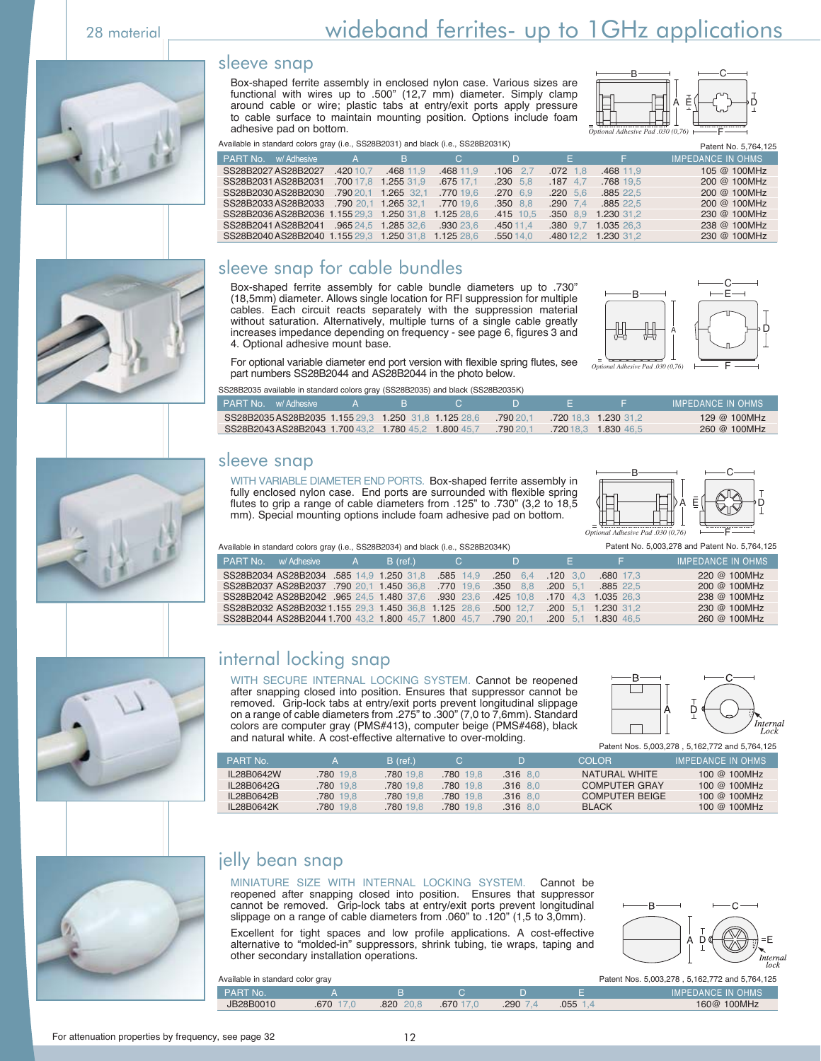# wideband ferrites- up to 1GHz applications

28 material

## sleeve snap

Box-shaped ferrite assembly in enclosed nylon case. Various sizes are functional with wires up to .500" (12,7 mm) diameter. Simply clamp around cable or wire; plastic tabs at entry/exit ports apply pressure to cable surface to maintain mounting position. Options include foam adhesive pad on bottom.

*Optional Adhesive Pad .030 (0,76)*

Available in standard colors gray (i.e., SS28B2031) and black (i.e., SS28B2031K)

Patent No. 5,764,125

| PART No. | w/ Adhesive | A | B | C | D | E | F | IMPEDANCE IN OHMS |
|---|---|---|---|---|---|---|---|---|
| SS28B2027 | AS28B2027 | .420 10,7 | .468 11,9 | .468 11,9 | .106 2,7 | .072 1,8 | .468 11,9 | 105 @ 100MHz |
| SS28B2031 | AS28B2031 | .700 17,8 | 1.255 31,9 | .675 17,1 | .230 5,8 | .187 4,7 | .768 19,5 | 200 @ 100MHz |
| SS28B2030 | AS28B2030 | .790 20,1 | 1.265 32,1 | .770 19,6 | .270 6,9 | .220 5,6 | .885 22,5 | 200 @ 100MHz |
| SS28B2033 | AS28B2033 | .790 20,1 | 1.265 32,1 | .770 19,6 | .350 8,8 | .290 7,4 | .885 22,5 | 200 @ 100MHz |
| SS28B2036 | AS28B2036 | 1.155 29,3 | 1.250 31,8 | 1.125 28,6 | .415 10,5 | .350 8,9 | 1.230 31,2 | 230 @ 100MHz |
| SS28B2041 | AS28B2041 | .965 24,5 | 1.285 32,6 | .930 23,6 | .450 11,4 | .380 9,7 | 1.035 26,3 | 238 @ 100MHz |
| SS28B2040 | AS28B2040 | 1.155 29,3 | 1.250 31,8 | 1.125 28,6 | .550 14,0 | .480 12,2 | 1.230 31,2 | 230 @ 100MHz |

## sleeve snap for cable bundles

Box-shaped ferrite assembly for cable bundle diameters up to .730" (18,5mm) diameter. Allows single location for RFI suppression for multiple cables. Each circuit reacts separately with the suppression material without saturation. Alternatively, multiple turns of a single cable greatly increases impedance depending on frequency - see page 6, figures 3 and 4. Optional adhesive mount base.

For optional variable diameter end port version with flexible spring flutes, see part numbers SS28B2044 and AS28B2044 in the photo below.

*Optional Adhesive Pad .030 (0,76)*

SS28B2035 available in standard colors gray (SS28B2035) and black (SS28B2035K)

| PART No. | w/ Adhesive | A | B | C | D | E | F | IMPEDANCE IN OHMS |
|---|---|---|---|---|---|---|---|---|
| SS28B2035 | AS28B2035 | 1.155 29,3 | 1.250 31,8 | 1.125 28,6 | .790 20,1 | .720 18,3 | 1.230 31,2 | 129 @ 100MHz |
| SS28B2043 | AS28B2043 | 1.700 43,2 | 1.780 45,2 | 1.800 45,7 | .790 20,1 | .720 18,3 | 1.830 46,5 | 260 @ 100MHz |

## sleeve snap

WITH VARIABLE DIAMETER END PORTS. Box-shaped ferrite assembly in fully enclosed nylon case. End ports are surrounded with flexible spring flutes to grip a range of cable diameters from .125" to .730" (3,2 to 18,5 mm). Special mounting options include foam adhesive pad on bottom.

*Optional Adhesive Pad .030 (0,76)*

Available in standard colors gray (i.e., SS28B2034) and black (i.e., SS28B2034K)

Patent No. 5,003,278 and Patent No. 5,764,125

| PART No. | w/ Adhesive | A | B (ref.) | C | D | E | F | IMPEDANCE IN OHMS |
|---|---|---|---|---|---|---|---|---|
| SS28B2034 | AS28B2034 | .585 14,9 | 1.250 31,8 | .585 14,9 | .250 6,4 | .120 3,0 | .680 17,3 | 220 @ 100MHz |
| SS28B2037 | AS28B2037 | .790 20,1 | 1.450 36,8 | .770 19,6 | .350 8,8 | .200 5,1 | .885 22,5 | 200 @ 100MHz |
| SS28B2042 | AS28B2042 | .965 24,5 | 1.480 37,6 | .930 23,6 | .425 10,8 | .170 4,3 | 1.035 26,3 | 238 @ 100MHz |
| SS28B2032 | AS28B2032 | 1.155 29,3 | 1.450 36,8 | 1.125 28,6 | .500 12,7 | .200 5,1 | 1.230 31,2 | 230 @ 100MHz |
| SS28B2044 | AS28B2044 | 1.700 43,2 | 1.800 45,7 | 1.800 45,7 | .790 20,1 | .200 5,1 | 1.830 46,5 | 260 @ 100MHz |

## internal locking snap

WITH SECURE INTERNAL LOCKING SYSTEM. Cannot be reopened after snapping closed into position. Ensures that suppressor cannot be removed. Grip-lock tabs at entry/exit ports prevent longitudinal slippage on a range of cable diameters from .275" to .300" (7,0 to 7,6mm). Standard colors are computer gray (PMS#413), computer beige (PMS#468), black and natural white. A cost-effective alternative to over-molding.

*Internal Lock*

Patent Nos. 5,003,278 , 5,162,772 and 5,764,125

| PART No. | A | B (ref.) | C | D | COLOR | IMPEDANCE IN OHMS |
|---|---|---|---|---|---|---|
| IL28B0642W | .780 19,8 | .780 19,8 | .780 19,8 | .316 8,0 | NATURAL WHITE | 100 @ 100MHz |
| IL28B0642G | .780 19,8 | .780 19,8 | .780 19,8 | .316 8,0 | COMPUTER GRAY | 100 @ 100MHz |
| IL28B0642B | .780 19,8 | .780 19,8 | .780 19,8 | .316 8,0 | COMPUTER BEIGE | 100 @ 100MHz |
| IL28B0642K | .780 19,8 | .780 19,8 | .780 19,8 | .316 8,0 | BLACK | 100 @ 100MHz |

## jelly bean snap

MINIATURE SIZE WITH INTERNAL LOCKING SYSTEM. Cannot be reopened after snapping closed into position. Ensures that suppressor cannot be removed. Grip-lock tabs at entry/exit ports prevent longitudinal slippage on a range of cable diameters from .060" to .120" (1,5 to 3,0mm).

Excellent for tight spaces and low profile applications. A cost-effective alternative to "molded-in" suppressors, shrink tubing, tie wraps, taping and other secondary installation operations.

*Internal lock*

Available in standard color gray

Patent Nos. 5,003,278 , 5,162,772 and 5,764,125

| PART No. | A | B | C | D | E | IMPEDANCE IN OHMS |
|---|---|---|---|---|---|---|
| JB28B0010 | .670 17,0 | .820 20,8 | .670 17,0 | .290 7,4 | .055 1,4 | 160@ 100MHz |

For attenuation properties by frequency, see page 32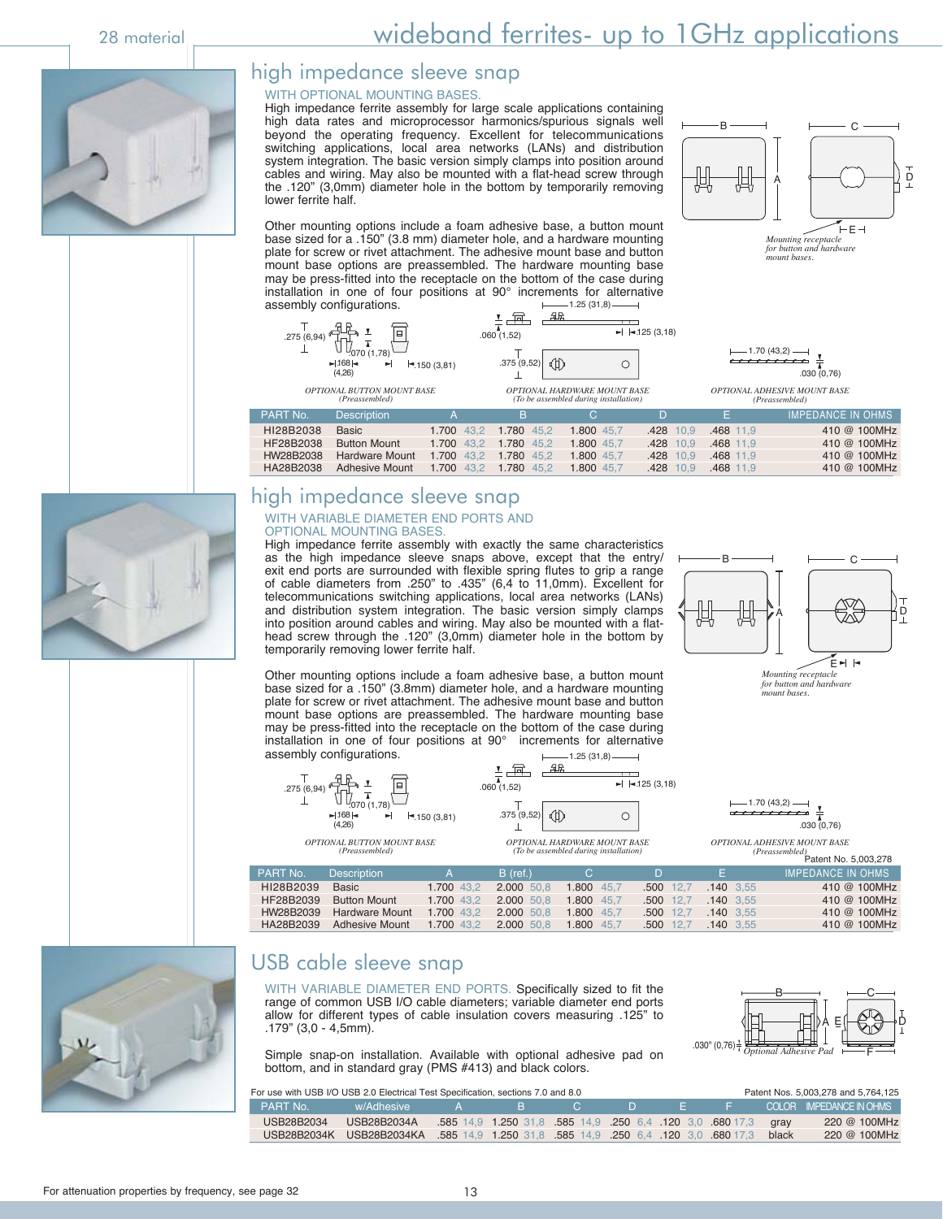# wideband ferrites- up to 1GHz applications

## high impedance sleeve snap

WITH OPTIONAL MOUNTING BASES.

High impedance ferrite assembly for large scale applications containing high data rates and microprocessor harmonics/spurious signals well beyond the operating frequency. Excellent for telecommunications switching applications, local area networks (LANs) and distribution system integration. The basic version simply clamps into position around cables and wiring. May also be mounted with a flat-head screw through the .120" (3,0mm) diameter hole in the bottom by temporarily removing lower ferrite half.

Other mounting options include a foam adhesive base, a button mount base sized for a .150" (3.8 mm) diameter hole, and a hardware mounting plate for screw or rivet attachment. The adhesive mount base and button mount base options are preassembled. The hardware mounting base may be press-fitted into the receptacle on the bottom of the case during installation in one of four positions at 90° increments for alternative assembly configurations.

*Mounting receptacle for button and hardware mount bases.*

*OPTIONAL BUTTON MOUNT BASE (Preassembled)* — .275 (6,94); .070 (1,78); .168 (4,26); .150 (3,81)

*OPTIONAL HARDWARE MOUNT BASE (To be assembled during installation)* — .060 (1,52); 1.25 (31,8); .125 (3,18); .375 (9,52)

*OPTIONAL ADHESIVE MOUNT BASE (Preassembled)* — 1.70 (43,2); .030 (0,76)

| PART No. | Description | A | | B | | C | | D | | E | | IMPEDANCE IN OHMS |
|---|---|---|---|---|---|---|---|---|---|---|---|---|
| HI28B2038 | Basic | 1.700 | 43,2 | 1.780 | 45,2 | 1.800 | 45,7 | .428 | 10,9 | .468 | 11,9 | 410 @ 100MHz |
| HF28B2038 | Button Mount | 1.700 | 43,2 | 1.780 | 45,2 | 1.800 | 45,7 | .428 | 10,9 | .468 | 11,9 | 410 @ 100MHz |
| HW28B2038 | Hardware Mount | 1.700 | 43,2 | 1.780 | 45,2 | 1.800 | 45,7 | .428 | 10,9 | .468 | 11,9 | 410 @ 100MHz |
| HA28B2038 | Adhesive Mount | 1.700 | 43,2 | 1.780 | 45,2 | 1.800 | 45,7 | .428 | 10,9 | .468 | 11,9 | 410 @ 100MHz |

## high impedance sleeve snap

WITH VARIABLE DIAMETER END PORTS AND OPTIONAL MOUNTING BASES.

High impedance ferrite assembly with exactly the same characteristics as the high impedance sleeve snaps above, except that the entry/exit end ports are surrounded with flexible spring flutes to grip a range of cable diameters from .250" to .435" (6,4 to 11,0mm). Excellent for telecommunications switching applications, local area networks (LANs) and distribution system integration. The basic version simply clamps into position around cables and wiring. May also be mounted with a flat-head screw through the .120" (3,0mm) diameter hole in the bottom by temporarily removing lower ferrite half.

Other mounting options include a foam adhesive base, a button mount base sized for a .150" (3.8mm) diameter hole, and a hardware mounting plate for screw or rivet attachment. The adhesive mount base and button mount base options are preassembled. The hardware mounting base may be press-fitted into the receptacle on the bottom of the case during installation in one of four positions at 90° increments for alternative assembly configurations.

*Mounting receptacle for button and hardware mount bases.*

*OPTIONAL BUTTON MOUNT BASE (Preassembled)* — .275 (6,94); .070 (1,78); .168 (4,26); .150 (3,81)

*OPTIONAL HARDWARE MOUNT BASE (To be assembled during installation)* — .060 (1,52); 1.25 (31,8); .125 (3,18); .375 (9,52)

*OPTIONAL ADHESIVE MOUNT BASE (Preassembled)* — 1.70 (43,2); .030 (0,76)

Patent No. 5,003,278

| PART No. | Description | A | | B (ref.) | | C | | D | | E | | IMPEDANCE IN OHMS |
|---|---|---|---|---|---|---|---|---|---|---|---|---|
| HI28B2039 | Basic | 1.700 | 43,2 | 2.000 | 50,8 | 1.800 | 45,7 | .500 | 12,7 | .140 | 3,55 | 410 @ 100MHz |
| HF28B2039 | Button Mount | 1.700 | 43,2 | 2.000 | 50,8 | 1.800 | 45,7 | .500 | 12,7 | .140 | 3,55 | 410 @ 100MHz |
| HW28B2039 | Hardware Mount | 1.700 | 43,2 | 2.000 | 50,8 | 1.800 | 45,7 | .500 | 12,7 | .140 | 3,55 | 410 @ 100MHz |
| HA28B2039 | Adhesive Mount | 1.700 | 43,2 | 2.000 | 50,8 | 1.800 | 45,7 | .500 | 12,7 | .140 | 3,55 | 410 @ 100MHz |

## USB cable sleeve snap

WITH VARIABLE DIAMETER END PORTS. Specifically sized to fit the range of common USB I/O cable diameters; variable diameter end ports allow for different types of cable insulation covers measuring .125" to .179" (3,0 - 4,5mm).

Simple snap-on installation. Available with optional adhesive pad on bottom, and in standard gray (PMS #413) and black colors.

.030" (0,76) *Optional Adhesive Pad*

For use with USB I/O USB 2.0 Electrical Test Specification, sections 7.0 and 8.0

Patent Nos. 5,003,278 and 5,764,125

| PART No. | w/Adhesive | A | | B | | C | | D | | E | | F | | COLOR | IMPEDANCE IN OHMS |
|---|---|---|---|---|---|---|---|---|---|---|---|---|---|---|---|
| USB28B2034 | USB28B2034A | .585 | 14,9 | 1.250 | 31,8 | .585 | 14,9 | .250 | 6,4 | .120 | 3,0 | .680 | 17,3 | gray | 220 @ 100MHz |
| USB28B2034K | USB28B2034KA | .585 | 14,9 | 1.250 | 31,8 | .585 | 14,9 | .250 | 6,4 | .120 | 3,0 | .680 | 17,3 | black | 220 @ 100MHz |

For attenuation properties by frequency, see page 32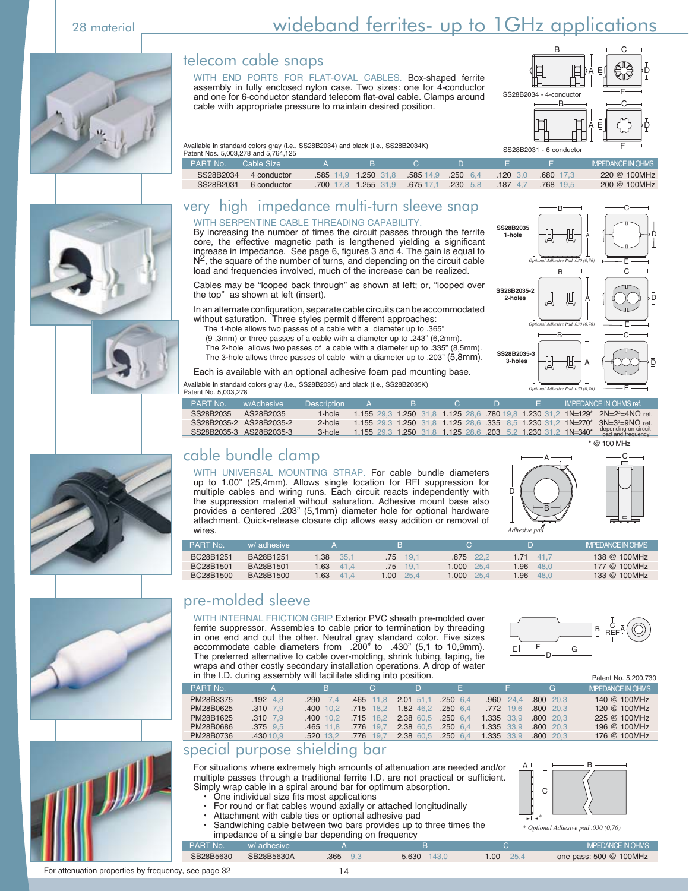# wideband ferrites- up to 1GHz applications

## telecom cable snaps

WITH END PORTS FOR FLAT-OVAL CABLES. Box-shaped ferrite assembly in fully enclosed nylon case. Two sizes: one for 4-conductor and one for 6-conductor standard telecom flat-oval cable. Clamps around cable with appropriate pressure to maintain desired position.

SS28B2034 - 4-conductor

SS28B2031 - 6 conductor

Available in standard colors gray (i.e., SS28B2034) and black (i.e., SS28B2034K)
Patent Nos. 5,003,278 and 5,764,125

| PART No. | Cable Size | A | | B | | C | | D | | E | | F | | IMPEDANCE IN OHMS |
|---|---|---|---|---|---|---|---|---|---|---|---|---|---|---|
| SS28B2034 | 4 conductor | .585 | 14,9 | 1.250 | 31,8 | .585 | 14,9 | .250 | 6,4 | .120 | 3,0 | .680 | 17,3 | 220 @ 100MHz |
| SS28B2031 | 6 conductor | .700 | 17,8 | 1.255 | 31,9 | .675 | 17,1 | .230 | 5,8 | .187 | 4,7 | .768 | 19,5 | 200 @ 100MHz |

## very high impedance multi-turn sleeve snap

WITH SERPENTINE CABLE THREADING CAPABILITY.
By increasing the number of times the circuit passes through the ferrite core, the effective magnetic path is lengthened yielding a significant increase in impedance. See page 6, figures 3 and 4. The gain is equal to $N^2$, the square of the number of turns, and depending on the circuit cable load and frequencies involved, much of the increase can be realized.

Cables may be "looped back through" as shown at left; or, "looped over the top" as shown at left (insert).

In an alternate configuration, separate cable circuits can be accommodated without saturation. Three styles permit different approaches:
The 1-hole allows two passes of a cable with a diameter up to .365" (9 ,3mm) or three passes of a cable with a diameter up to .243" (6,2mm).
The 2-hole allows two passes of a cable with a diameter up to .335" (8,5mm).
The 3-hole allows three passes of cable with a diameter up to .203" (5,8mm).

Each is available with an optional adhesive foam pad mounting base.

SS28B2035 1-hole

SS28B2035-2 2-holes

SS28B2035-3 3-holes

Optional Adhesive Pad .030 (0,76)

Available in standard colors gray (i.e., SS28B2035) and black (i.e., SS28B2035K)
Patent No. 5,003,278

| PART No. | w/Adhesive | Description | A | | B | | C | | D | | E | | IMPEDANCE IN OHMS ref. | |
|---|---|---|---|---|---|---|---|---|---|---|---|---|---|---|
| SS28B2035 | AS28B2035 | 1-hole | 1.155 | 29,3 | 1.250 | 31,8 | 1.125 | 28,6 | .780 | 19,8 | 1.230 | 31,2 | 1N=129* | 2N=2²=4NΩ ref. |
| SS28B2035-2 | AS28B2035-2 | 2-hole | 1.155 | 29,3 | 1.250 | 31,8 | 1.125 | 28,6 | .335 | 8,5 | 1.230 | 31,2 | 1N=270* | 3N=3²=9NΩ ref. |
| SS28B2035-3 | AS28B2035-3 | 3-hole | 1.155 | 29,3 | 1.250 | 31,8 | 1.125 | 28,6 | .203 | 5,2 | 1.230 | 31,2 | 1N=340* | depending on circuit load and frequency |

\* @ 100 MHz

## cable bundle clamp

WITH UNIVERSAL MOUNTING STRAP. For cable bundle diameters up to 1.00" (25,4mm). Allows single location for RFI suppression for multiple cables and wiring runs. Each circuit reacts independently with the suppression material without saturation. Adhesive mount base also provides a centered .203" (5,1mm) diameter hole for optional hardware attachment. Quick-release closure clip allows easy addition or removal of wires.

Adhesive pad

| PART No. | w/ adhesive | A | | B | | C | | D | | IMPEDANCE IN OHMS |
|---|---|---|---|---|---|---|---|---|---|---|
| BC28B1251 | BA28B1251 | 1.38 | 35,1 | .75 | 19,1 | .875 | 22,2 | 1.71 | 41,7 | 138 @ 100MHz |
| BC28B1501 | BA28B1501 | 1.63 | 41,4 | .75 | 19,1 | 1.000 | 25,4 | 1.96 | 48,0 | 177 @ 100MHz |
| BC28B1500 | BA28B1500 | 1.63 | 41,4 | 1.00 | 25,4 | 1.000 | 25,4 | 1.96 | 48,0 | 133 @ 100MHz |

## pre-molded sleeve

WITH INTERNAL FRICTION GRIP Exterior PVC sheath pre-molded over ferrite suppressor. Assembles to cable prior to termination by threading in one end and out the other. Neutral gray standard color. Five sizes accommodate cable diameters from .200" to .430" (5,1 to 10,9mm). The preferred alternative to cable over-molding, shrink tubing, taping, tie wraps and other costly secondary installation operations. A drop of water in the I.D. during assembly will facilitate sliding into position.

Patent No. 5,200,730

| PART No. | A | | B | | C | | D | | E | | F | | G | | IMPEDANCE IN OHMS |
|---|---|---|---|---|---|---|---|---|---|---|---|---|---|---|---|
| PM28B3375 | .192 | 4,8 | .290 | 7,4 | .465 | 11,8 | 2.01 | 51,1 | .250 | 6,4 | .960 | 24,4 | .800 | 20,3 | 140 @ 100MHz |
| PM28B0625 | .310 | 7,9 | .400 | 10,2 | .715 | 18,2 | 1.82 | 46,2 | .250 | 6,4 | .772 | 19,6 | .800 | 20,3 | 120 @ 100MHz |
| PM28B1625 | .310 | 7,9 | .400 | 10,2 | .715 | 18,2 | 2.38 | 60,5 | .250 | 6,4 | 1.335 | 33,9 | .800 | 20,3 | 225 @ 100MHz |
| PM28B0686 | .375 | 9,5 | .465 | 11,8 | .776 | 19,7 | 2.38 | 60,5 | .250 | 6,4 | 1.335 | 33,9 | .800 | 20,3 | 196 @ 100MHz |
| PM28B0736 | .430 | 10,9 | .520 | 13,2 | .776 | 19,7 | 2.38 | 60,5 | .250 | 6,4 | 1.335 | 33,9 | .800 | 20,3 | 176 @ 100MHz |

## special purpose shielding bar

For situations where extremely high amounts of attenuation are needed and/or multiple passes through a traditional ferrite I.D. are not practical or sufficient. Simply wrap cable in a spiral around bar for optimum absorption.

- One individual size fits most applications
- For round or flat cables wound axially or attached longitudinally
- Attachment with cable ties or optional adhesive pad
- Sandwiching cable between two bars provides up to three times the impedance of a single bar depending on frequency

\* Optional Adhesive pad .030 (0,76)

| PART No. | w/ adhesive | A | | B | | C | | IMPEDANCE IN OHMS |
|---|---|---|---|---|---|---|---|---|
| SB28B5630 | SB28B5630A | .365 | 9,3 | 5.630 | 143,0 | 1.00 | 25,4 | one pass: 500 @ 100MHz |

For attenuation properties by frequency, see page 32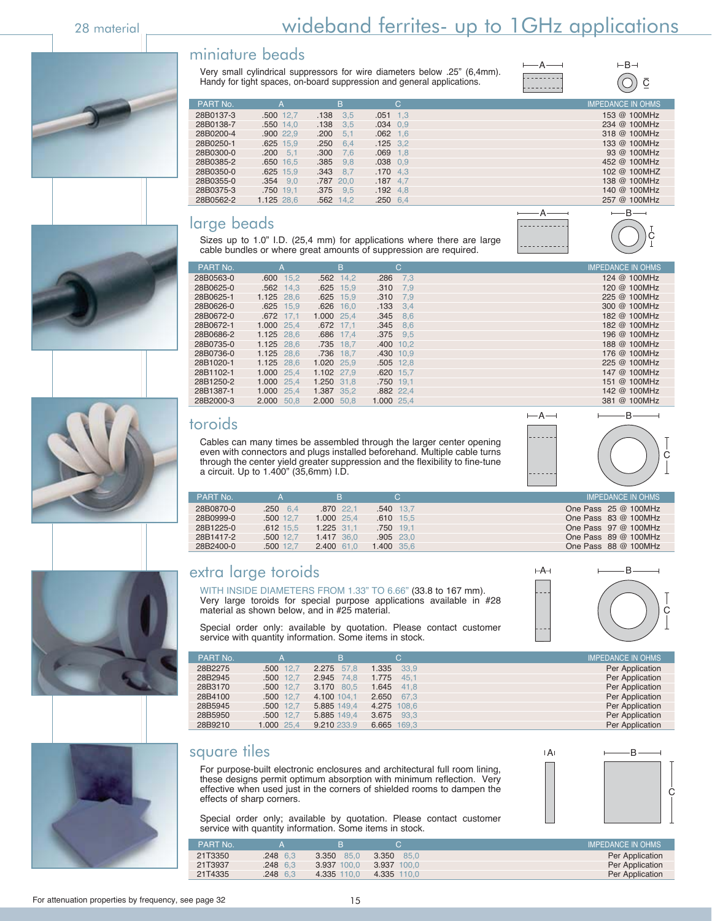# wideband ferrites- up to 1GHz applications

28 material

## miniature beads

Very small cylindrical suppressors for wire diameters below .25" (6,4mm). Handy for tight spaces, on-board suppression and general applications.

| PART No. | A | | B | | C | | IMPEDANCE IN OHMS |
|---|---|---|---|---|---|---|---|
| 28B0137-3 | .500 | 12,7 | .138 | 3,5 | .051 | 1,3 | 153 @ 100MHz |
| 28B0138-7 | .550 | 14,0 | .138 | 3,5 | .034 | 0,9 | 234 @ 100MHz |
| 28B0200-4 | .900 | 22,9 | .200 | 5,1 | .062 | 1,6 | 318 @ 100MHz |
| 28B0250-1 | .625 | 15,9 | .250 | 6,4 | .125 | 3,2 | 133 @ 100MHz |
| 28B0300-0 | .200 | 5,1 | .300 | 7,6 | .069 | 1,8 | 93 @ 100MHz |
| 28B0385-2 | .650 | 16,5 | .385 | 9,8 | .038 | 0,9 | 452 @ 100MHz |
| 28B0350-0 | .625 | 15,9 | .343 | 8,7 | .170 | 4,3 | 102 @ 100MHZ |
| 28B0355-0 | .354 | 9,0 | .787 | 20,0 | .187 | 4,7 | 138 @ 100MHz |
| 28B0375-3 | .750 | 19,1 | .375 | 9,5 | .192 | 4,8 | 140 @ 100MHz |
| 28B0562-2 | 1.125 | 28,6 | .562 | 14,2 | .250 | 6,4 | 257 @ 100MHz |

## large beads

Sizes up to 1.0" I.D. (25,4 mm) for applications where there are large cable bundles or where great amounts of suppression are required.

| PART No. | A | | B | | C | | IMPEDANCE IN OHMS |
|---|---|---|---|---|---|---|---|
| 28B0563-0 | .600 | 15,2 | .562 | 14,2 | .286 | 7,3 | 124 @ 100MHz |
| 28B0625-0 | .562 | 14,3 | .625 | 15,9 | .310 | 7,9 | 120 @ 100MHz |
| 28B0625-1 | 1.125 | 28,6 | .625 | 15,9 | .310 | 7,9 | 225 @ 100MHz |
| 28B0626-0 | .625 | 15,9 | .626 | 16,0 | .133 | 3,4 | 300 @ 100MHz |
| 28B0672-0 | .672 | 17,1 | 1.000 | 25,4 | .345 | 8,6 | 182 @ 100MHz |
| 28B0672-1 | 1.000 | 25,4 | .672 | 17,1 | .345 | 8,6 | 182 @ 100MHz |
| 28B0686-2 | 1.125 | 28,6 | .686 | 17,4 | .375 | 9,5 | 196 @ 100MHz |
| 28B0735-0 | 1.125 | 28,6 | .735 | 18,7 | .400 | 10,2 | 188 @ 100MHz |
| 28B0736-0 | 1.125 | 28,6 | .736 | 18,7 | .430 | 10,9 | 176 @ 100MHz |
| 28B1020-1 | 1.125 | 28,6 | 1.020 | 25,9 | .505 | 12,8 | 225 @ 100MHz |
| 28B1102-1 | 1.000 | 25,4 | 1.102 | 27,9 | .620 | 15,7 | 147 @ 100MHz |
| 28B1250-2 | 1.000 | 25,4 | 1.250 | 31,8 | .750 | 19,1 | 151 @ 100MHz |
| 28B1387-1 | 1.000 | 25,4 | 1.387 | 35,2 | .882 | 22,4 | 142 @ 100MHz |
| 28B2000-3 | 2.000 | 50,8 | 2.000 | 50,8 | 1.000 | 25,4 | 381 @ 100MHz |

## toroids

Cables can many times be assembled through the larger center opening even with connectors and plugs installed beforehand. Multiple cable turns through the center yield greater suppression and the flexibility to fine-tune a circuit. Up to 1.400" (35,6mm) I.D.

| PART No. | A | | B | | C | | IMPEDANCE IN OHMS |
|---|---|---|---|---|---|---|---|
| 28B0870-0 | .250 | 6,4 | .870 | 22,1 | .540 | 13,7 | One Pass 25 @ 100MHz |
| 28B0999-0 | .500 | 12,7 | 1.000 | 25,4 | .610 | 15,5 | One Pass 83 @ 100MHz |
| 28B1225-0 | .612 | 15,5 | 1.225 | 31,1 | .750 | 19,1 | One Pass 97 @ 100MHz |
| 28B1417-2 | .500 | 12,7 | 1.417 | 36,0 | .905 | 23,0 | One Pass 89 @ 100MHz |
| 28B2400-0 | .500 | 12,7 | 2.400 | 61,0 | 1.400 | 35,6 | One Pass 88 @ 100MHz |

## extra large toroids

WITH INSIDE DIAMETERS FROM 1.33" TO 6.66" (33.8 to 167 mm). Very large toroids for special purpose applications available in #28 material as shown below, and in #25 material.

Special order only: available by quotation. Please contact customer service with quantity information. Some items in stock.

| PART No. | A | | B | | C | | IMPEDANCE IN OHMS |
|---|---|---|---|---|---|---|---|
| 28B2275 | .500 | 12,7 | 2.275 | 57,8 | 1.335 | 33,9 | Per Application |
| 28B2945 | .500 | 12,7 | 2.945 | 74,8 | 1.775 | 45,1 | Per Application |
| 28B3170 | .500 | 12,7 | 3.170 | 80,5 | 1.645 | 41,8 | Per Application |
| 28B4100 | .500 | 12,7 | 4.100 | 104,1 | 2.650 | 67,3 | Per Application |
| 28B5945 | .500 | 12,7 | 5.885 | 149,4 | 4.275 | 108,6 | Per Application |
| 28B5950 | .500 | 12,7 | 5.885 | 149,4 | 3.675 | 93,3 | Per Application |
| 28B9210 | 1.000 | 25,4 | 9.210 | 233,9 | 6.665 | 169,3 | Per Application |

## square tiles

For purpose-built electronic enclosures and architectural full room lining, these designs permit optimum absorption with minimum reflection. Very effective when used just in the corners of shielded rooms to dampen the effects of sharp corners.

Special order only; available by quotation. Please contact customer service with quantity information. Some items in stock.

| PART No. | A | | B | | C | | IMPEDANCE IN OHMS |
|---|---|---|---|---|---|---|---|
| 21T3350 | .248 | 6,3 | 3.350 | 85,0 | 3.350 | 85,0 | Per Application |
| 21T3937 | .248 | 6,3 | 3.937 | 100,0 | 3.937 | 100,0 | Per Application |
| 21T4335 | .248 | 6,3 | 4.335 | 110,0 | 4.335 | 110,0 | Per Application |

For attenuation properties by frequency, see page 32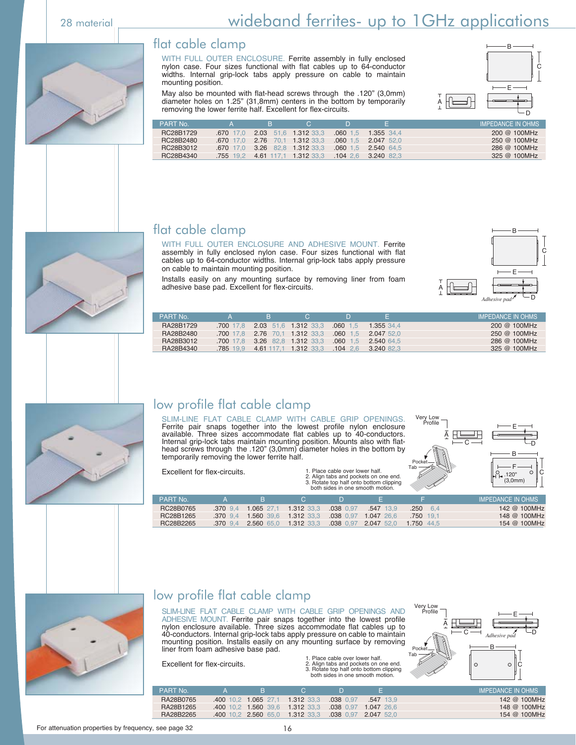# wideband ferrites- up to 1GHz applications

28 material

## flat cable clamp

WITH FULL OUTER ENCLOSURE. Ferrite assembly in fully enclosed nylon case. Four sizes functional with flat cables up to 64-conductor widths. Internal grip-lock tabs apply pressure on cable to maintain mounting position.

May also be mounted with flat-head screws through the .120" (3,0mm) diameter holes on 1.25" (31,8mm) centers in the bottom by temporarily removing the lower ferrite half. Excellent for flex-circuits.

| PART No. | A | B | C | D | E | IMPEDANCE IN OHMS |
|---|---|---|---|---|---|---|
| RC28B1729 | .670 17,0 | 2.03 51,6 | 1.312 33,3 | .060 1,5 | 1.355 34,4 | 200 @ 100MHz |
| RC28B2480 | .670 17,0 | 2.76 70,1 | 1.312 33,3 | .060 1,5 | 2.047 52,0 | 250 @ 100MHz |
| RC28B3012 | .670 17,0 | 3.26 82,8 | 1.312 33,3 | .060 1,5 | 2.540 64,5 | 286 @ 100MHz |
| RC28B4340 | .755 19,2 | 4.61 117,1 | 1.312 33,3 | .104 2,6 | 3.240 82,3 | 325 @ 100MHz |

## flat cable clamp

WITH FULL OUTER ENCLOSURE AND ADHESIVE MOUNT. Ferrite assembly in fully enclosed nylon case. Four sizes functional with flat cables up to 64-conductor widths. Internal grip-lock tabs apply pressure on cable to maintain mounting position.

Installs easily on any mounting surface by removing liner from foam adhesive base pad. Excellent for flex-circuits.

| PART No. | A | B | C | D | E | IMPEDANCE IN OHMS |
|---|---|---|---|---|---|---|
| RA28B1729 | .700 17,8 | 2.03 51,6 | 1.312 33,3 | .060 1,5 | 1.355 34,4 | 200 @ 100MHz |
| RA28B2480 | .700 17,8 | 2.76 70,1 | 1.312 33,3 | .060 1,5 | 2.047 52,0 | 250 @ 100MHz |
| RA28B3012 | .700 17,8 | 3.26 82,8 | 1.312 33,3 | .060 1,5 | 2.540 64,5 | 286 @ 100MHz |
| RA28B4340 | .785 19,9 | 4.61 117,1 | 1.312 33,3 | .104 2,6 | 3.240 82,3 | 325 @ 100MHz |

## low profile flat cable clamp

SLIM-LINE FLAT CABLE CLAMP WITH CABLE GRIP OPENINGS. Ferrite pair snaps together into the lowest profile nylon enclosure available. Three sizes accommodate flat cables up to 40-conductors. Internal grip-lock tabs maintain mounting position. Mounts also with flat-head screws through the .120" (3,0mm) diameter holes in the bottom by temporarily removing the lower ferrite half.

Excellent for flex-circuits.

1. Place cable over lower half.
2. Align tabs and pockets on one end.
3. Rotate top half onto bottom clipping both sides in one smooth motion.

| PART No. | A | B | C | D | E | F | IMPEDANCE IN OHMS |
|---|---|---|---|---|---|---|---|
| RC28B0765 | .370 9,4 | 1.065 27,1 | 1.312 33,3 | .038 0,97 | .547 13,9 | .250 6,4 | 142 @ 100MHz |
| RC28B1265 | .370 9,4 | 1.560 39,6 | 1.312 33,3 | .038 0,97 | 1.047 26,6 | .750 19,1 | 148 @ 100MHz |
| RC28B2265 | .370 9,4 | 2.560 65,0 | 1.312 33,3 | .038 0,97 | 2.047 52,0 | 1.750 44,5 | 154 @ 100MHz |

## low profile flat cable clamp

SLIM-LINE FLAT CABLE CLAMP WITH CABLE GRIP OPENINGS AND ADHESIVE MOUNT. Ferrite pair snaps together into the lowest profile nylon enclosure available. Three sizes accommodate flat cables up to 40-conductors. Internal grip-lock tabs apply pressure on cable to maintain mounting position. Installs easily on any mounting surface by removing liner from foam adhesive base pad.

Excellent for flex-circuits.

1. Place cable over lower half.
2. Align tabs and pockets on one end.
3. Rotate top half onto bottom clipping both sides in one smooth motion.

| PART No. | A | B | C | D | E | IMPEDANCE IN OHMS |
|---|---|---|---|---|---|---|
| RA28B0765 | .400 10,2 | 1.065 27,1 | 1.312 33,3 | .038 0,97 | .547 13,9 | 142 @ 100MHz |
| RA28B1265 | .400 10,2 | 1.560 39,6 | 1.312 33,3 | .038 0,97 | 1.047 26,6 | 148 @ 100MHz |
| RA28B2265 | .400 10,2 | 2.560 65,0 | 1.312 33,3 | .038 0,97 | 2.047 52,0 | 154 @ 100MHz |

For attenuation properties by frequency, see page 32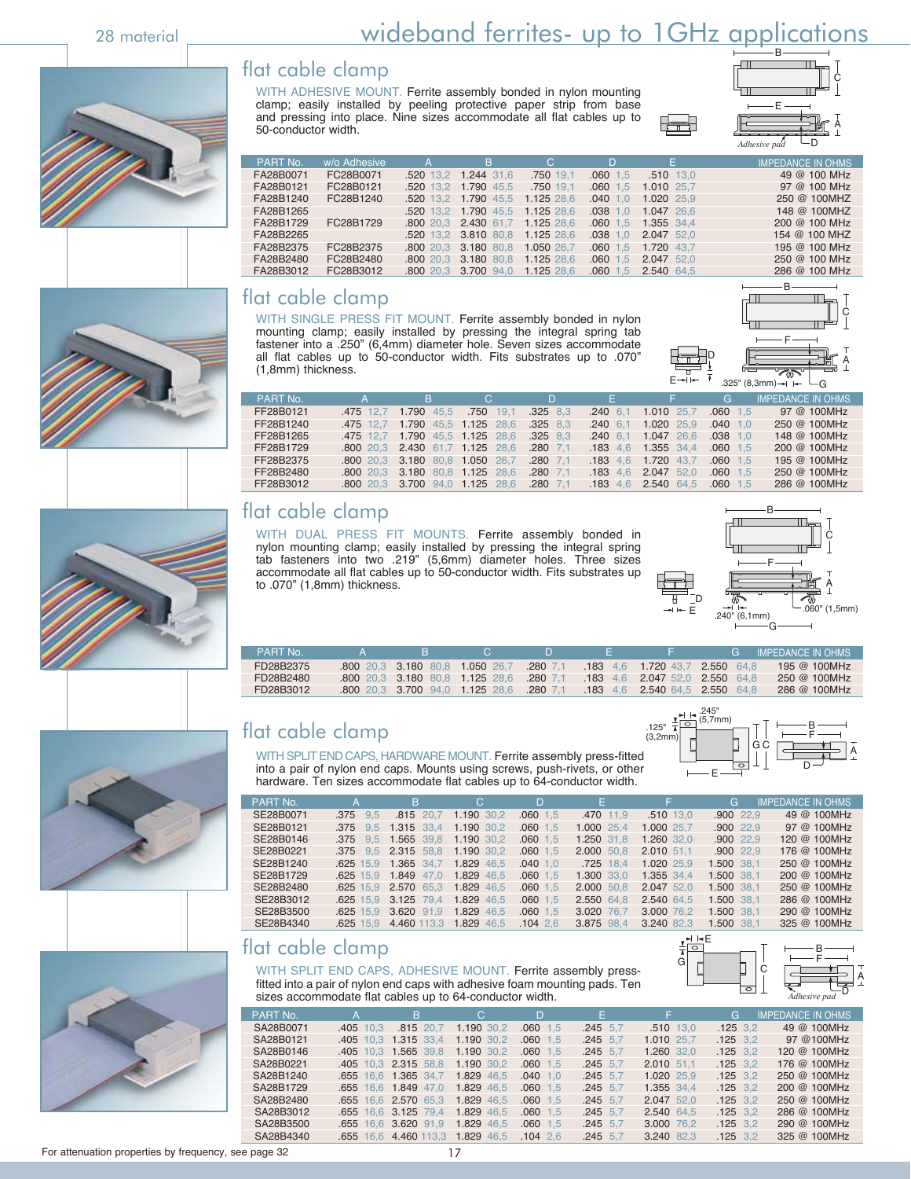# wideband ferrites- up to 1GHz applications

## flat cable clamp

WITH ADHESIVE MOUNT. Ferrite assembly bonded in nylon mounting clamp; easily installed by peeling protective paper strip from base and pressing into place. Nine sizes accommodate all flat cables up to 50-conductor width.

| PART No. | w/o Adhesive | A | B | C | D | E | IMPEDANCE IN OHMS |
|---|---|---|---|---|---|---|---|
| FA28B0071 | FC28B0071 | .520 13,2 | 1.244 31,6 | .750 19,1 | .060 1,5 | .510 13,0 | 49 @ 100 MHz |
| FA28B0121 | FC28B0121 | .520 13,2 | 1.790 45,5 | .750 19,1 | .060 1,5 | 1.010 25,7 | 97 @ 100 MHz |
| FA28B1240 | FC28B1240 | .520 13,2 | 1.790 45,5 | 1.125 28,6 | .040 1,0 | 1.020 25,9 | 250 @ 100MHZ |
| FA28B1265 | | .520 13,2 | 1.790 45,5 | 1.125 28,6 | .038 1,0 | 1.047 26,6 | 148 @ 100MHZ |
| FA28B1729 | FC28B1729 | .800 20,3 | 2.430 61,7 | 1.125 28,6 | .060 1,5 | 1.355 34,4 | 200 @ 100 MHz |
| FA28B2265 | | .520 13,2 | 3.810 80,8 | 1.125 28,6 | .038 1,0 | 2.047 52,0 | 154 @ 100 MHZ |
| FA28B2375 | FC28B2375 | .800 20,3 | 3.180 80,8 | 1.050 26,7 | .060 1,5 | 1.720 43,7 | 195 @ 100 MHz |
| FA28B2480 | FC28B2480 | .800 20,3 | 3.180 80,8 | 1.125 28,6 | .060 1,5 | 2.047 52,0 | 250 @ 100 MHz |
| FA28B3012 | FC28B3012 | .800 20,3 | 3.700 94,0 | 1.125 28,6 | .060 1,5 | 2.540 64,5 | 286 @ 100 MHz |

## flat cable clamp

WITH SINGLE PRESS FIT MOUNT. Ferrite assembly bonded in nylon mounting clamp; easily installed by pressing the integral spring tab fastener into a .250" (6,4mm) diameter hole. Seven sizes accommodate all flat cables up to 50-conductor width. Fits substrates up to .070" (1,8mm) thickness.

| PART No. | A | B | C | D | E | F | G | IMPEDANCE IN OHMS |
|---|---|---|---|---|---|---|---|---|
| FF28B0121 | .475 12,7 | 1.790 45,5 | .750 19,1 | .325 8,3 | .240 6,1 | 1.010 25,7 | .060 1,5 | 97 @ 100MHz |
| FF28B1240 | .475 12,7 | 1.790 45,5 | 1.125 28,6 | .325 8,3 | .240 6,1 | 1.020 25,9 | .040 1,0 | 250 @ 100MHz |
| FF28B1265 | .475 12,7 | 1.790 45,5 | 1.125 28,6 | .325 8,3 | .240 6,1 | 1.047 26,6 | .038 1,0 | 148 @ 100MHz |
| FF28B1729 | .800 20,3 | 2.430 61,7 | 1.125 28,6 | .280 7,1 | .183 4,6 | 1.355 34,4 | .060 1,5 | 200 @ 100MHz |
| FF28B2375 | .800 20,3 | 3.180 80,8 | 1.050 26,7 | .280 7,1 | .183 4,6 | 1.720 43,7 | .060 1,5 | 195 @ 100MHz |
| FF28B2480 | .800 20,3 | 3.180 80,8 | 1.125 28,6 | .280 7,1 | .183 4,6 | 2.047 52,0 | .060 1,5 | 250 @ 100MHz |
| FF28B3012 | .800 20,3 | 3.700 94,0 | 1.125 28,6 | .280 7,1 | .183 4,6 | 2.540 64,5 | .060 1,5 | 286 @ 100MHz |

## flat cable clamp

WITH DUAL PRESS FIT MOUNTS. Ferrite assembly bonded in nylon mounting clamp; easily installed by pressing the integral spring tab fasteners into two .219" (5,6mm) diameter holes. Three sizes accommodate all flat cables up to 50-conductor width. Fits substrates up to .070" (1,8mm) thickness.

| PART No. | A | B | C | D | E | F | G | IMPEDANCE IN OHMS |
|---|---|---|---|---|---|---|---|---|
| FD28B2375 | .800 20,3 | 3.180 80,8 | 1.050 26,7 | .280 7,1 | .183 4,6 | 1.720 43,7 | 2.550 64,8 | 195 @ 100MHz |
| FD28B2480 | .800 20,3 | 3.180 80,8 | 1.125 28,6 | .280 7,1 | .183 4,6 | 2.047 52,0 | 2.550 64,8 | 250 @ 100MHz |
| FD28B3012 | .800 20,3 | 3.700 94,0 | 1.125 28,6 | .280 7,1 | .183 4,6 | 2.540 64,5 | 2.550 64,8 | 286 @ 100MHz |

## flat cable clamp

WITH SPLIT END CAPS, HARDWARE MOUNT. Ferrite assembly press-fitted into a pair of nylon end caps. Mounts using screws, push-rivets, or other hardware. Ten sizes accommodate flat cables up to 64-conductor width.

| PART No. | A | B | C | D | E | F | G | IMPEDANCE IN OHMS |
|---|---|---|---|---|---|---|---|---|
| SE28B0071 | .375 9,5 | .815 20,7 | 1.190 30,2 | .060 1,5 | .470 11,9 | .510 13,0 | .900 22,9 | 49 @ 100MHz |
| SE28B0121 | .375 9,5 | 1.315 33,4 | 1.190 30,2 | .060 1,5 | 1.000 25,4 | 1.000 25,7 | .900 22,9 | 97 @ 100MHz |
| SE28B0146 | .375 9,5 | 1.565 39,8 | 1.190 30,2 | .060 1,5 | 1.250 31,8 | 1.260 32,0 | .900 22,9 | 120 @ 100MHz |
| SE28B0221 | .375 9,5 | 2.315 58,8 | 1.190 30,2 | .060 1,5 | 2.000 50,8 | 2.010 51,1 | .900 22,9 | 176 @ 100MHz |
| SE28B1240 | .625 15,9 | 1.365 34,7 | 1.829 46,5 | .040 1,0 | .725 18,4 | 1.020 25,9 | 1.500 38,1 | 250 @ 100MHz |
| SE28B1729 | .625 15,9 | 1.849 47,0 | 1.829 46,5 | .060 1,5 | 1.300 33,0 | 1.355 34,4 | 1.500 38,1 | 200 @ 100MHz |
| SE28B2480 | .625 15,9 | 2.570 65,3 | 1.829 46,5 | .060 1,5 | 2.000 50,8 | 2.047 52,0 | 1.500 38,1 | 250 @ 100MHz |
| SE28B3012 | .625 15,9 | 3.125 79,4 | 1.829 46,5 | .060 1,5 | 2.550 64,8 | 2.540 64,5 | 1.500 38,1 | 286 @ 100MHz |
| SE28B3500 | .625 15,9 | 3.620 91,9 | 1.829 46,5 | .060 1,5 | 3.020 76,7 | 3.000 76,2 | 1.500 38,1 | 290 @ 100MHz |
| SE28B4340 | .625 15,9 | 4.460 113,3 | 1.829 46,5 | .104 2,6 | 3.875 98,4 | 3.240 82,3 | 1.500 38,1 | 325 @ 100MHz |

## flat cable clamp

WITH SPLIT END CAPS, ADHESIVE MOUNT. Ferrite assembly press-fitted into a pair of nylon end caps with adhesive foam mounting pads. Ten sizes accommodate flat cables up to 64-conductor width.

| PART No. | A | B | C | D | E | F | G | IMPEDANCE IN OHMS |
|---|---|---|---|---|---|---|---|---|
| SA28B0071 | .405 10,3 | .815 20,7 | 1.190 30,2 | .060 1,5 | .245 5,7 | .510 13,0 | .125 3,2 | 49 @ 100MHz |
| SA28B0121 | .405 10,3 | 1.315 33,4 | 1.190 30,2 | .060 1,5 | .245 5,7 | 1.010 25,7 | .125 3,2 | 97 @100MHz |
| SA28B0146 | .405 10,3 | 1.565 39,8 | 1.190 30,2 | .060 1,5 | .245 5,7 | 1.260 32,0 | .125 3,2 | 120 @ 100MHz |
| SA28B0221 | .405 10,3 | 2.315 58,8 | 1.190 30,2 | .060 1,5 | .245 5,7 | 2.010 51,1 | .125 3,2 | 176 @ 100MHz |
| SA28B1240 | .655 16,6 | 1.365 34,7 | 1.829 46,5 | .040 1,0 | .245 5,7 | 1.020 25,9 | .125 3,2 | 250 @ 100MHz |
| SA28B1729 | .655 16,6 | 1.849 47,0 | 1.829 46,5 | .060 1,5 | .245 5,7 | 1.355 34,4 | .125 3,2 | 200 @ 100MHz |
| SA28B2480 | .655 16,6 | 2.570 65,3 | 1.829 46,5 | .060 1,5 | .245 5,7 | 2.047 52,0 | .125 3,2 | 250 @ 100MHz |
| SA28B3012 | .655 16,6 | 3.125 79,4 | 1.829 46,5 | .060 1,5 | .245 5,7 | 2.540 64,5 | .125 3,2 | 286 @ 100MHz |
| SA28B3500 | .655 16,6 | 3.620 91,9 | 1.829 46,5 | .060 1,5 | .245 5,7 | 3.000 76,2 | .125 3,2 | 290 @ 100MHz |
| SA28B4340 | .655 16,6 | 4.460 113,3 | 1.829 46,5 | .104 2,6 | .245 5,7 | 3.240 82,3 | .125 3,2 | 325 @ 100MHz |

For attenuation properties by frequency, see page 32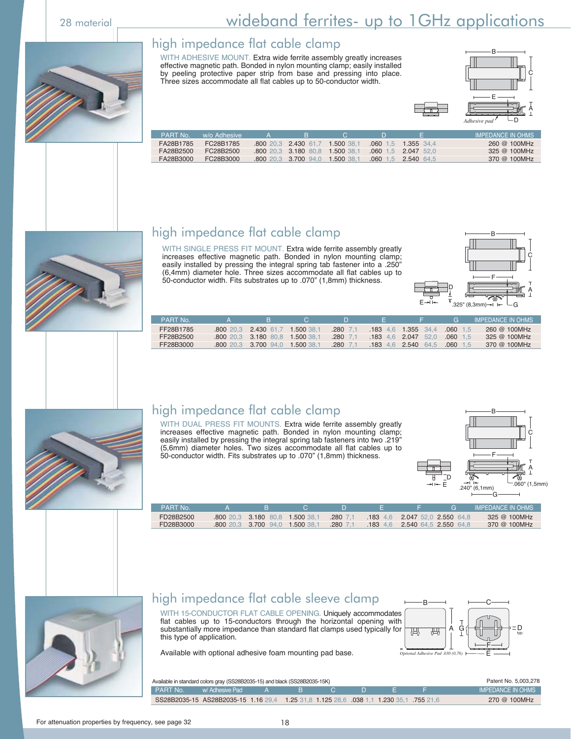# wideband ferrites- up to 1GHz applications

## high impedance flat cable clamp

WITH ADHESIVE MOUNT. Extra wide ferrite assembly greatly increases effective magnetic path. Bonded in nylon mounting clamp; easily installed by peeling protective paper strip from base and pressing into place. Three sizes accommodate all flat cables up to 50-conductor width.

| PART No. | w/o Adhesive | A | B | C | D | E | IMPEDANCE IN OHMS |
|---|---|---|---|---|---|---|---|
| FA28B1785 | FC28B1785 | .800 20,3 | 2.430 61,7 | 1.500 38,1 | .060 1,5 | 1.355 34,4 | 260 @ 100MHz |
| FA28B2500 | FC28B2500 | .800 20,3 | 3.180 80,8 | 1.500 38,1 | .060 1,5 | 2.047 52,0 | 325 @ 100MHz |
| FA28B3000 | FC28B3000 | .800 20,3 | 3.700 94,0 | 1.500 38,1 | .060 1,5 | 2.540 64,5 | 370 @ 100MHz |

## high impedance flat cable clamp

WITH SINGLE PRESS FIT MOUNT. Extra wide ferrite assembly greatly increases effective magnetic path. Bonded in nylon mounting clamp; easily installed by pressing the integral spring tab fastener into a .250" (6,4mm) diameter hole. Three sizes accommodate all flat cables up to 50-conductor width. Fits substrates up to .070" (1,8mm) thickness.

| PART No. | A | B | C | D | E | F | G | IMPEDANCE IN OHMS |
|---|---|---|---|---|---|---|---|---|
| FF28B1785 | .800 20,3 | 2.430 61,7 | 1.500 38,1 | .280 7,1 | .183 4,6 | 1.355 34,4 | .060 1,5 | 260 @ 100MHz |
| FF28B2500 | .800 20,3 | 3.180 80,8 | 1.500 38,1 | .280 7,1 | .183 4,6 | 2.047 52,0 | .060 1,5 | 325 @ 100MHz |
| FF28B3000 | .800 20,3 | 3.700 94,0 | 1.500 38,1 | .280 7,1 | .183 4,6 | 2.540 64,5 | .060 1,5 | 370 @ 100MHz |

## high impedance flat cable clamp

WITH DUAL PRESS FIT MOUNTS. Extra wide ferrite assembly greatly increases effective magnetic path. Bonded in nylon mounting clamp; easily installed by pressing the integral spring tab fasteners into two .219" (5,6mm) diameter holes. Two sizes accommodate all flat cables up to 50-conductor width. Fits substrates up to .070" (1,8mm) thickness.

| PART No. | A | B | C | D | E | F | G | IMPEDANCE IN OHMS |
|---|---|---|---|---|---|---|---|---|
| FD28B2500 | .800 20,3 | 3.180 80,8 | 1.500 38,1 | .280 7,1 | .183 4,6 | 2.047 52,0 | 2.550 64,8 | 325 @ 100MHz |
| FD28B3000 | .800 20,3 | 3.700 94,0 | 1.500 38,1 | .280 7,1 | .183 4,6 | 2.540 64,5 | 2.550 64,8 | 370 @ 100MHz |

## high impedance flat cable sleeve clamp

WITH 15-CONDUCTOR FLAT CABLE OPENING. Uniquely accommodates flat cables up to 15-conductors through the horizontal opening with substantially more impedance than standard flat clamps used typically for this type of application.

Available with optional adhesive foam mounting pad base.

Optional Adhesive Pad .030 (0,76)

Available in standard colors gray (SS28B2035-15) and black (SS28B2035-15K)

Patent No. 5,003,278

| PART No. | w/ Adhesive Pad | A | B | C | D | E | F | IMPEDANCE IN OHMS |
|---|---|---|---|---|---|---|---|---|
| SS28B2035-15 | AS28B2035-15 | 1.16 29,4 | 1.25 31,8 | 1.125 28,6 | .038 1,1 | 1.230 35,1 | .755 21,6 | 270 @ 100MHz |

For attenuation properties by frequency, see page 32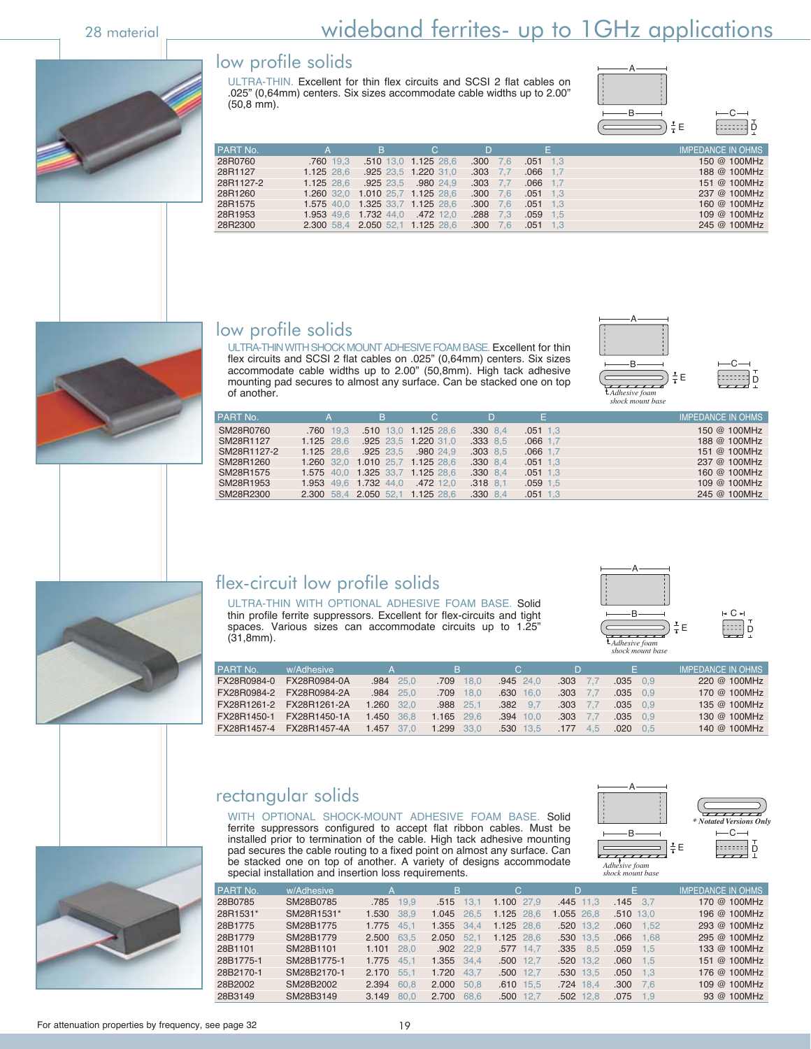# 28 material

# wideband ferrites- up to 1GHz applications

## low profile solids

ULTRA-THIN. Excellent for thin flex circuits and SCSI 2 flat cables on .025" (0,64mm) centers. Six sizes accommodate cable widths up to 2.00" (50,8 mm).

| PART No. | A | B | C | D | E | IMPEDANCE IN OHMS |
|---|---|---|---|---|---|---|
| 28R0760 | .760 19,3 | .510 13,0 | 1.125 28,6 | .300 7,6 | .051 1,3 | 150 @ 100MHz |
| 28R1127 | 1.125 28,6 | .925 23,5 | 1.220 31,0 | .303 7,7 | .066 1,7 | 188 @ 100MHz |
| 28R1127-2 | 1.125 28,6 | .925 23,5 | .980 24,9 | .303 7,7 | .066 1,7 | 151 @ 100MHz |
| 28R1260 | 1.260 32,0 | 1.010 25,7 | 1.125 28,6 | .300 7,6 | .051 1,3 | 237 @ 100MHz |
| 28R1575 | 1.575 40,0 | 1.325 33,7 | 1.125 28,6 | .300 7,6 | .051 1,3 | 160 @ 100MHz |
| 28R1953 | 1.953 49,6 | 1.732 44,0 | .472 12,0 | .288 7,3 | .059 1,5 | 109 @ 100MHz |
| 28R2300 | 2.300 58,4 | 2.050 52,1 | 1.125 28,6 | .300 7,6 | .051 1,3 | 245 @ 100MHz |

## low profile solids

ULTRA-THIN WITH SHOCK MOUNT ADHESIVE FOAM BASE. Excellent for thin flex circuits and SCSI 2 flat cables on .025" (0,64mm) centers. Six sizes accommodate cable widths up to 2.00" (50,8mm). High tack adhesive mounting pad secures to almost any surface. Can be stacked one on top of another.

*Adhesive foam shock mount base*

| PART No. | A | B | C | D | E | IMPEDANCE IN OHMS |
|---|---|---|---|---|---|---|
| SM28R0760 | .760 19,3 | .510 13,0 | 1.125 28,6 | .330 8,4 | .051 1,3 | 150 @ 100MHz |
| SM28R1127 | 1.125 28,6 | .925 23,5 | 1.220 31,0 | .333 8,5 | .066 1,7 | 188 @ 100MHz |
| SM28R1127-2 | 1.125 28,6 | .925 23,5 | .980 24,9 | .303 8,5 | .066 1,7 | 151 @ 100MHz |
| SM28R1260 | 1.260 32,0 | 1.010 25,7 | 1.125 28,6 | .330 8,4 | .051 1,3 | 237 @ 100MHz |
| SM28R1575 | 1.575 40,0 | 1.325 33,7 | 1.125 28,6 | .330 8,4 | .051 1,3 | 160 @ 100MHz |
| SM28R1953 | 1.953 49,6 | 1.732 44,0 | .472 12,0 | .318 8,1 | .059 1,5 | 109 @ 100MHz |
| SM28R2300 | 2.300 58,4 | 2.050 52,1 | 1.125 28,6 | .330 8,4 | .051 1,3 | 245 @ 100MHz |

## flex-circuit low profile solids

ULTRA-THIN WITH OPTIONAL ADHESIVE FOAM BASE. Solid thin profile ferrite suppressors. Excellent for flex-circuits and tight spaces. Various sizes can accommodate circuits up to 1.25" (31,8mm).

*Adhesive foam shock mount base*

| PART No. | w/Adhesive | A | B | C | D | E | IMPEDANCE IN OHMS |
|---|---|---|---|---|---|---|---|
| FX28R0984-0 | FX28R0984-0A | .984 25,0 | .709 18,0 | .945 24,0 | .303 7,7 | .035 0,9 | 220 @ 100MHz |
| FX28R0984-2 | FX28R0984-2A | .984 25,0 | .709 18,0 | .630 16,0 | .303 7,7 | .035 0,9 | 170 @ 100MHz |
| FX28R1261-2 | FX28R1261-2A | 1.260 32,0 | .988 25,1 | .382 9,7 | .303 7,7 | .035 0,9 | 135 @ 100MHz |
| FX28R1450-1 | FX28R1450-1A | 1.450 36,8 | 1.165 29,6 | .394 10,0 | .303 7,7 | .035 0,9 | 130 @ 100MHz |
| FX28R1457-4 | FX28R1457-4A | 1.457 37,0 | 1.299 33,0 | .530 13,5 | .177 4,5 | .020 0,5 | 140 @ 100MHz |

## rectangular solids

WITH OPTIONAL SHOCK-MOUNT ADHESIVE FOAM BASE. Solid ferrite suppressors configured to accept flat ribbon cables. Must be installed prior to termination of the cable. High tack adhesive mounting pad secures the cable routing to a fixed point on almost any surface. Can be stacked one on top of another. A variety of designs accommodate special installation and insertion loss requirements.

*Adhesive foam shock mount base*

*\* Notated Versions Only*

| PART No. | w/Adhesive | A | B | C | D | E | IMPEDANCE IN OHMS |
|---|---|---|---|---|---|---|---|
| 28B0785 | SM28B0785 | .785 19,9 | .515 13,1 | 1.100 27,9 | .445 11,3 | .145 3,7 | 170 @ 100MHz |
| 28R1531* | SM28R1531* | 1.530 38,9 | 1.045 26,5 | 1.125 28,6 | 1.055 26,8 | .510 13,0 | 196 @ 100MHz |
| 28B1775 | SM28B1775 | 1.775 45,1 | 1.355 34,4 | 1.125 28,6 | .520 13,2 | .060 1,52 | 293 @ 100MHz |
| 28B1779 | SM28B1779 | 2.500 63,5 | 2.050 52,1 | 1.125 28,6 | .530 13,5 | .066 1,68 | 295 @ 100MHz |
| 28B1101 | SM28B1101 | 1.101 28,0 | .902 22,9 | .577 14,7 | .335 8,5 | .059 1,5 | 133 @ 100MHz |
| 28B1775-1 | SM28B1775-1 | 1.775 45,1 | 1.355 34,4 | .500 12,7 | .520 13,2 | .060 1,5 | 151 @ 100MHz |
| 28B2170-1 | SM28B2170-1 | 2.170 55,1 | 1.720 43,7 | .500 12,7 | .530 13,5 | .050 1,3 | 176 @ 100MHz |
| 28B2002 | SM28B2002 | 2.394 60,8 | 2.000 50,8 | .610 15,5 | .724 18,4 | .300 7,6 | 109 @ 100MHz |
| 28B3149 | SM28B3149 | 3.149 80,0 | 2.700 68,6 | .500 12,7 | .502 12,8 | .075 1,9 | 93 @ 100MHz |

For attenuation properties by frequency, see page 32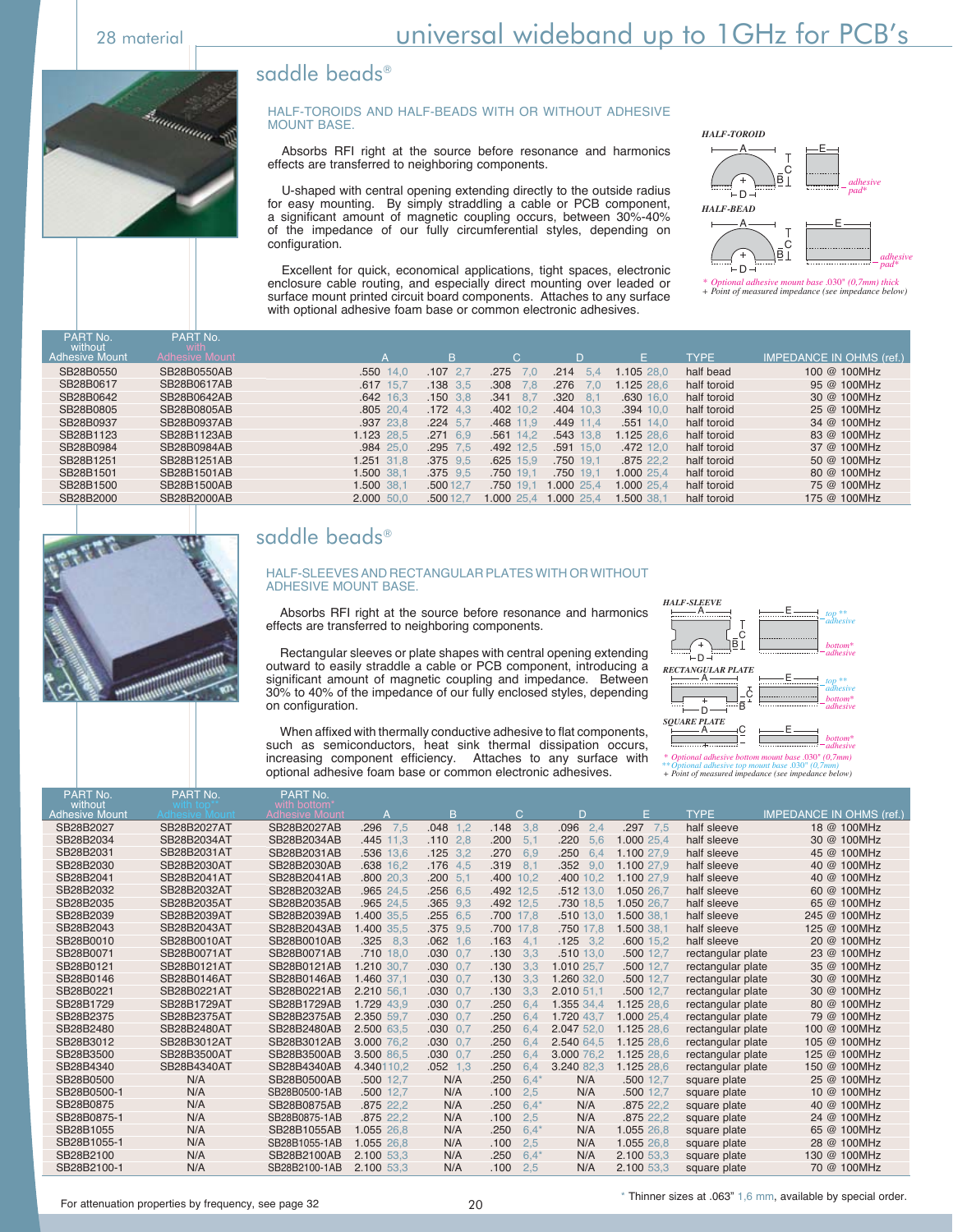# universal wideband up to 1GHz for PCB's

28 material

## saddle beads®

HALF-TOROIDS AND HALF-BEADS WITH OR WITHOUT ADHESIVE MOUNT BASE.

Absorbs RFI right at the source before resonance and harmonics effects are transferred to neighboring components.

U-shaped with central opening extending directly to the outside radius for easy mounting. By simply straddling a cable or PCB component, a significant amount of magnetic coupling occurs, between 30%-40% of the impedance of our fully circumferential styles, depending on configuration.

Excellent for quick, economical applications, tight spaces, electronic enclosure cable routing, and especially direct mounting over leaded or surface mount printed circuit board components. Attaches to any surface with optional adhesive foam base or common electronic adhesives.

HALF-TOROID

HALF-BEAD

*\* Optional adhesive mount base .030" (0,7mm) thick*
*+ Point of measured impedance (see impedance below)*

| PART No. without Adhesive Mount | PART No. with Adhesive Mount | A | | B | | C | | D | | E | | TYPE | IMPEDANCE IN OHMS (ref.) |
|---|---|---|---|---|---|---|---|---|---|---|---|---|---|
| SB28B0550 | SB28B0550AB | .550 | 14,0 | .107 | 2,7 | .275 | 7,0 | .214 | 5,4 | 1.105 | 28,0 | half bead | 100 @ 100MHz |
| SB28B0617 | SB28B0617AB | .617 | 15,7 | .138 | 3,5 | .308 | 7,8 | .276 | 7,0 | 1.125 | 28,6 | half toroid | 95 @ 100MHz |
| SB28B0642 | SB28B0642AB | .642 | 16,3 | .150 | 3,8 | .341 | 8,7 | .320 | 8,1 | .630 | 16,0 | half toroid | 30 @ 100MHz |
| SB28B0805 | SB28B0805AB | .805 | 20,4 | .172 | 4,3 | .402 | 10,2 | .404 | 10,3 | .394 | 10,0 | half toroid | 25 @ 100MHz |
| SB28B0937 | SB28B0937AB | .937 | 23,8 | .224 | 5,7 | .468 | 11,9 | .449 | 11,4 | .551 | 14,0 | half toroid | 34 @ 100MHz |
| SB28B1123 | SB28B1123AB | 1.123 | 28,5 | .271 | 6,9 | .561 | 14,2 | .543 | 13,8 | 1.125 | 28,6 | half toroid | 83 @ 100MHz |
| SB28B0984 | SB28B0984AB | .984 | 25,0 | .295 | 7,5 | .492 | 12,5 | .591 | 15,0 | .472 | 12,0 | half toroid | 37 @ 100MHz |
| SB28B1251 | SB28B1251AB | 1.251 | 31,8 | .375 | 9,5 | .625 | 15,9 | .750 | 19,1 | .875 | 22,2 | half toroid | 50 @ 100MHz |
| SB28B1501 | SB28B1501AB | 1.500 | 38,1 | .375 | 9,5 | .750 | 19,1 | .750 | 19,1 | 1.000 | 25,4 | half toroid | 80 @ 100MHz |
| SB28B1500 | SB28B1500AB | 1.500 | 38,1 | .500 | 12,7 | .750 | 19,1 | 1.000 | 25,4 | 1.000 | 25,4 | half toroid | 75 @ 100MHz |
| SB28B2000 | SB28B2000AB | 2.000 | 50,0 | .500 | 12,7 | 1.000 | 25,4 | 1.000 | 25,4 | 1.500 | 38,1 | half toroid | 175 @ 100MHz |

## saddle beads®

HALF-SLEEVES AND RECTANGULAR PLATES WITH OR WITHOUT ADHESIVE MOUNT BASE.

Absorbs RFI right at the source before resonance and harmonics effects are transferred to neighboring components.

Rectangular sleeves or plate shapes with central opening extending outward to easily straddle a cable or PCB component, introducing a significant amount of magnetic coupling and impedance. Between 30% to 40% of the impedance of our fully enclosed styles, depending on configuration.

When affixed with thermally conductive adhesive to flat components, such as semiconductors, heat sink thermal dissipation occurs, increasing component efficiency. Attaches to any surface with optional adhesive foam base or common electronic adhesives.

HALF-SLEEVE

RECTANGULAR PLATE

SQUARE PLATE

*\* Optional adhesive bottom mount base .030" (0,7mm)*
*\*\* Optional adhesive top mount base .030" (0,7mm)*
*+ Point of measured impedance (see impedance below)*

| PART No. without Adhesive Mount | PART No. with top** Adhesive Mount | PART No. with bottom* Adhesive Mount | A | | B | | C | | D | | E | | TYPE | IMPEDANCE IN OHMS (ref.) |
|---|---|---|---|---|---|---|---|---|---|---|---|---|---|---|
| SB28B2027 | SB28B2027AT | SB28B2027AB | .296 | 7,5 | .048 | 1,2 | .148 | 3,8 | .096 | 2,4 | .297 | 7,5 | half sleeve | 18 @ 100MHz |
| SB28B2034 | SB28B2034AT | SB28B2034AB | .445 | 11,3 | .110 | 2,8 | .200 | 5,1 | .220 | 5,6 | 1.000 | 25,4 | half sleeve | 30 @ 100MHz |
| SB28B2031 | SB28B2031AT | SB28B2031AB | .536 | 13,6 | .125 | 3,2 | .270 | 6,9 | .250 | 6,4 | 1.100 | 27,9 | half sleeve | 45 @ 100MHz |
| SB28B2030 | SB28B2030AT | SB28B2030AB | .638 | 16,2 | .176 | 4,5 | .319 | 8,1 | .352 | 9,0 | 1.100 | 27,9 | half sleeve | 40 @ 100MHz |
| SB28B2041 | SB28B2041AT | SB28B2041AB | .800 | 20,3 | .200 | 5,1 | .400 | 10,2 | .400 | 10,2 | 1.100 | 27,9 | half sleeve | 40 @ 100MHz |
| SB28B2032 | SB28B2032AT | SB28B2032AB | .965 | 24,5 | .256 | 6,5 | .492 | 12,5 | .512 | 13,0 | 1.050 | 26,7 | half sleeve | 60 @ 100MHz |
| SB28B2035 | SB28B2035AT | SB28B2035AB | .965 | 24,5 | .365 | 9,3 | .492 | 12,5 | .730 | 18,5 | 1.050 | 26,7 | half sleeve | 65 @ 100MHz |
| SB28B2039 | SB28B2039AT | SB28B2039AB | 1.400 | 35,5 | .255 | 6,5 | .700 | 17,8 | .510 | 13,0 | 1.500 | 38,1 | half sleeve | 245 @ 100MHz |
| SB28B2043 | SB28B2043AT | SB28B2043AB | 1.400 | 35,5 | .375 | 9,5 | .700 | 17,8 | .750 | 17,8 | 1.500 | 38,1 | half sleeve | 125 @ 100MHz |
| SB28B0010 | SB28B0010AT | SB28B0010AB | .325 | 8,3 | .062 | 1,6 | .163 | 4,1 | .125 | 3,2 | .600 | 15,2 | half sleeve | 20 @ 100MHz |
| SB28B0071 | SB28B0071AT | SB28B0071AB | .710 | 18,0 | .030 | 0,7 | .130 | 3,3 | .510 | 13,0 | .500 | 12,7 | rectangular plate | 23 @ 100MHz |
| SB28B0121 | SB28B0121AT | SB28B0121AB | 1.210 | 30,7 | .030 | 0,7 | .130 | 3,3 | 1.010 | 25,7 | .500 | 12,7 | rectangular plate | 35 @ 100MHz |
| SB28B0146 | SB28B0146AT | SB28B0146AB | 1.460 | 37,1 | .030 | 0,7 | .130 | 3,3 | 1.260 | 32,0 | .500 | 12,7 | rectangular plate | 30 @ 100MHz |
| SB28B0221 | SB28B0221AT | SB28B0221AB | 2.210 | 56,1 | .030 | 0,7 | .130 | 3,3 | 2.010 | 51,1 | .500 | 12,7 | rectangular plate | 30 @ 100MHz |
| SB28B1729 | SB28B1729AT | SB28B1729AB | 1.729 | 43,9 | .030 | 0,7 | .250 | 6,4 | 1.355 | 34,4 | 1.125 | 28,6 | rectangular plate | 80 @ 100MHz |
| SB28B2375 | SB28B2375AT | SB28B2375AB | 2.350 | 59,7 | .030 | 0,7 | .250 | 6,4 | 1.720 | 43,7 | 1.000 | 25,4 | rectangular plate | 79 @ 100MHz |
| SB28B2480 | SB28B2480AT | SB28B2480AB | 2.500 | 63,5 | .030 | 0,7 | .250 | 6,4 | 2.047 | 52,0 | 1.125 | 28,6 | rectangular plate | 100 @ 100MHz |
| SB28B3012 | SB28B3012AT | SB28B3012AB | 3.000 | 76,2 | .030 | 0,7 | .250 | 6,4 | 2.540 | 64,5 | 1.125 | 28,6 | rectangular plate | 105 @ 100MHz |
| SB28B3500 | SB28B3500AT | SB28B3500AB | 3.500 | 86,5 | .030 | 0,7 | .250 | 6,4 | 3.000 | 76,2 | 1.125 | 28,6 | rectangular plate | 125 @ 100MHz |
| SB28B4340 | SB28B4340AT | SB28B4340AB | 4.340 | 110,2 | .052 | 1,3 | .250 | 6,4 | 3.240 | 82,3 | 1.125 | 28,6 | rectangular plate | 150 @ 100MHz |
| SB28B0500 | N/A | SB28B0500AB | .500 | 12,7 | N/A | | .250 | 6,4* | N/A | | .500 | 12,7 | square plate | 25 @ 100MHz |
| SB28B0500-1 | N/A | SB28B0500-1AB | .500 | 12,7 | N/A | | .100 | 2,5 | N/A | | .500 | 12,7 | square plate | 10 @ 100MHz |
| SB28B0875 | N/A | SB28B0875AB | .875 | 22,2 | N/A | | .250 | 6,4* | N/A | | .875 | 22,2 | square plate | 40 @ 100MHz |
| SB28B0875-1 | N/A | SB28B0875-1AB | .875 | 22,2 | N/A | | .100 | 2,5 | N/A | | .875 | 22,2 | square plate | 24 @ 100MHz |
| SB28B1055 | N/A | SB28B1055AB | 1.055 | 26,8 | N/A | | .250 | 6,4* | N/A | | 1.055 | 26,8 | square plate | 65 @ 100MHz |
| SB28B1055-1 | N/A | SB28B1055-1AB | 1.055 | 26,8 | N/A | | .100 | 2,5 | N/A | | 1.055 | 26,8 | square plate | 28 @ 100MHz |
| SB28B2100 | N/A | SB28B2100AB | 2.100 | 53,3 | N/A | | .250 | 6,4* | N/A | | 2.100 | 53,3 | square plate | 130 @ 100MHz |
| SB28B2100-1 | N/A | SB28B2100-1AB | 2.100 | 53,3 | N/A | | .100 | 2,5 | N/A | | 2.100 | 53,3 | square plate | 70 @ 100MHz |

For attenuation properties by frequency, see page 32

\* Thinner sizes at .063" 1,6 mm, available by special order.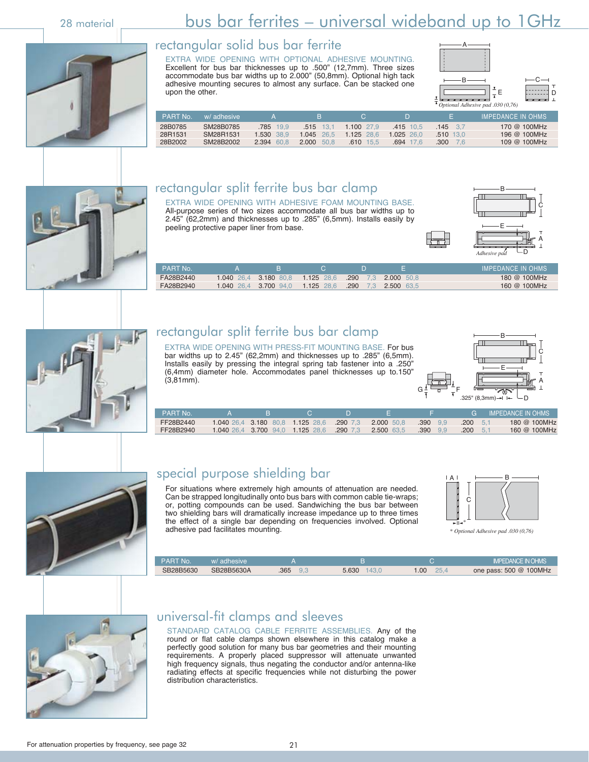28 material

# bus bar ferrites – universal wideband up to 1GHz

## rectangular solid bus bar ferrite

EXTRA WIDE OPENING WITH OPTIONAL ADHESIVE MOUNTING. Excellent for bus bar thicknesses up to .500" (12,7mm). Three sizes accommodate bus bar widths up to 2.000" (50,8mm). Optional high tack adhesive mounting secures to almost any surface. Can be stacked one upon the other.

A
B
E
C
D
*Optional Adhesive pad .030 (0,76)*

| PART No. | w/ adhesive | A | | B | | C | | D | | E | | IMPEDANCE IN OHMS |
|---|---|---|---|---|---|---|---|---|---|---|---|---|
| 28B0785 | SM28B0785 | .785 | 19,9 | .515 | 13,1 | 1.100 | 27,9 | .415 | 10,5 | .145 | 3,7 | 170 @ 100MHz |
| 28R1531 | SM28R1531 | 1.530 | 38,9 | 1.045 | 26,5 | 1.125 | 28,6 | 1.025 | 26,0 | .510 | 13,0 | 196 @ 100MHz |
| 28B2002 | SM28B2002 | 2.394 | 60,8 | 2.000 | 50,8 | .610 | 15,5 | .694 | 17,6 | .300 | 7,6 | 109 @ 100MHz |

## rectangular split ferrite bus bar clamp

EXTRA WIDE OPENING WITH ADHESIVE FOAM MOUNTING BASE. All-purpose series of two sizes accommodate all bus bar widths up to 2.45" (62,2mm) and thicknesses up to .285" (6,5mm). Installs easily by peeling protective paper liner from base.

B
C
E
A
*Adhesive pad*
D

| PART No. | A | | B | | C | | D | | E | | IMPEDANCE IN OHMS |
|---|---|---|---|---|---|---|---|---|---|---|---|
| FA28B2440 | 1.040 | 26,4 | 3.180 | 80,8 | 1.125 | 28,6 | .290 | 7,3 | 2.000 | 50,8 | 180 @ 100MHz |
| FA28B2940 | 1.040 | 26,4 | 3.700 | 94,0 | 1.125 | 28,6 | .290 | 7,3 | 2.500 | 63,5 | 160 @ 100MHz |

## rectangular split ferrite bus bar clamp

EXTRA WIDE OPENING WITH PRESS-FIT MOUNTING BASE. For bus bar widths up to 2.45" (62,2mm) and thicknesses up to .285" (6,5mm). Installs easily by pressing the integral spring tab fastener into a .250" (6,4mm) diameter hole. Accommodates panel thicknesses up to.150" (3,81mm).

B
C
E
A
G
F
.325" (8,3mm)
D

| PART No. | A | | B | | C | | D | | E | | F | | G | | IMPEDANCE IN OHMS |
|---|---|---|---|---|---|---|---|---|---|---|---|---|---|---|---|
| FF28B2440 | 1.040 | 26,4 | 3.180 | 80,8 | 1.125 | 28,6 | .290 | 7,3 | 2.000 | 50,8 | .390 | 9,9 | .200 | 5,1 | 180 @ 100MHz |
| FF28B2940 | 1.040 | 26,4 | 3.700 | 94,0 | 1.125 | 28,6 | .290 | 7,3 | 2.500 | 63,5 | .390 | 9,9 | .200 | 5,1 | 160 @ 100MHz |

## special purpose shielding bar

For situations where extremely high amounts of attenuation are needed. Can be strapped longitudinally onto bus bars with common cable tie-wraps; or, potting compounds can be used. Sandwiching the bus bar between two shielding bars will dramatically increase impedance up to three times the effect of a single bar depending on frequencies involved. Optional adhesive pad facilitates mounting.

A
B
C
*\* Optional Adhesive pad .030 (0,76)*

| PART No. | w/ adhesive | A | | B | | C | | IMPEDANCE IN OHMS |
|---|---|---|---|---|---|---|---|---|
| SB28B5630 | SB28B5630A | .365 | 9,3 | 5.630 | 143,0 | 1.00 | 25,4 | one pass: 500 @ 100MHz |

## universal-fit clamps and sleeves

STANDARD CATALOG CABLE FERRITE ASSEMBLIES. Any of the round or flat cable clamps shown elsewhere in this catalog make a perfectly good solution for many bus bar geometries and their mounting requirements. A properly placed suppressor will attenuate unwanted high frequency signals, thus negating the conductor and/or antenna-like radiating effects at specific frequencies while not disturbing the power distribution characteristics.

For attenuation properties by frequency, see page 32